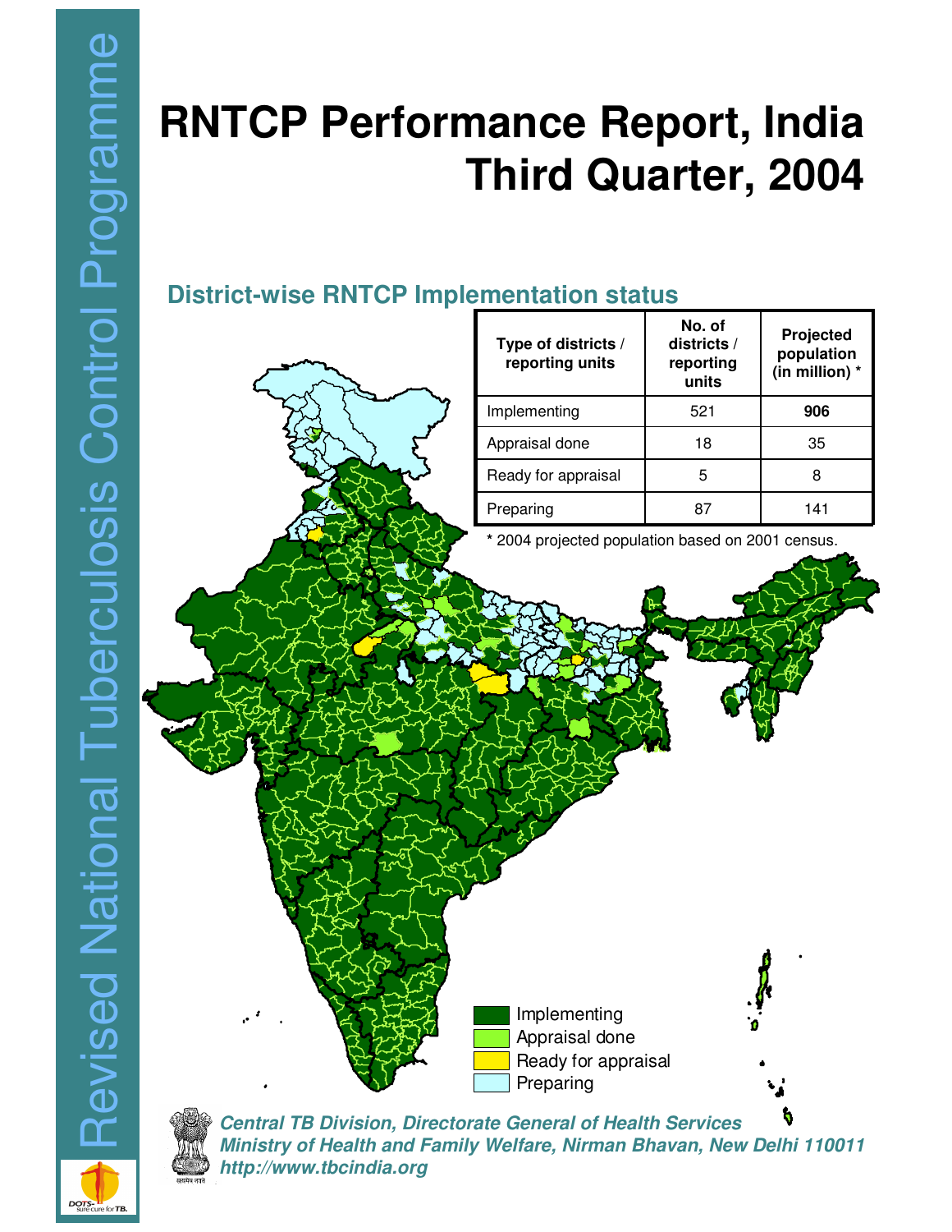# RNTCP Performance Report, India Third Quarter, 2004

Revised National Tuberculosis Control Programme

## District-wise RNTCP Implementation status

| Type of districts / reporting units | No. of districts / reporting units | Projected population (in million) * |
|---|---|---|
| Implementing | 521 | **906** |
| Appraisal done | 18 | 35 |
| Ready for appraisal | 5 | 8 |
| Preparing | 87 | 141 |

\* 2004 projected population based on 2001 census.

- Implementing
- Appraisal done
- Ready for appraisal
- Preparing

***Central TB Division, Directorate General of Health Services***
***Ministry of Health and Family Welfare, Nirman Bhavan, New Delhi 110011***
***http://www.tbcindia.org***

DOTS - sure cure for TB.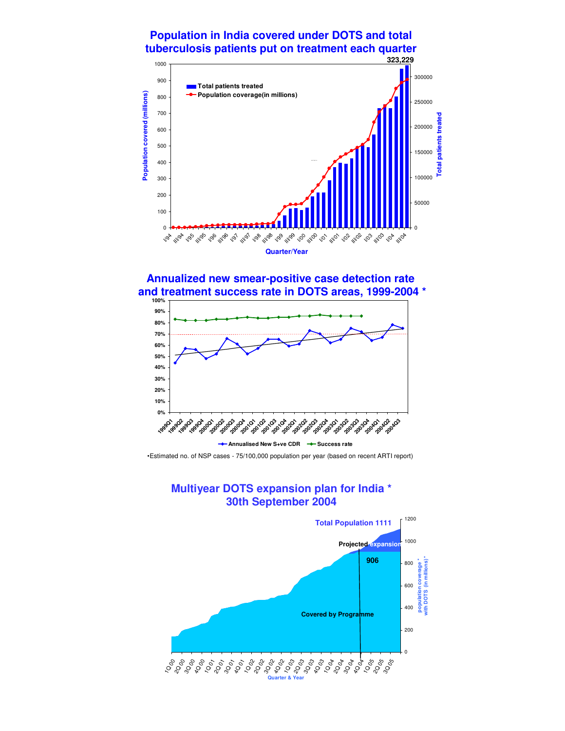## Population in India covered under DOTS and total tuberculosis patients put on treatment each quarter

323,229

Total patients treated
Population coverage(in millions)

Population covered (millions)

Total patients treated

Quarter/Year

## Annualized new smear-positive case detection rate and treatment success rate in DOTS areas, 1999-2004 *

Annualised New S+ve CDR
Success rate

•Estimated no. of NSP cases - 75/100,000 population per year (based on recent ARTI report)

## Multiyear DOTS expansion plan for India * 30th September 2004

Total Population 1111

Projected expansion

906

Covered by Programme

population coverage * with DOTS (in millions) *

Quarter & Year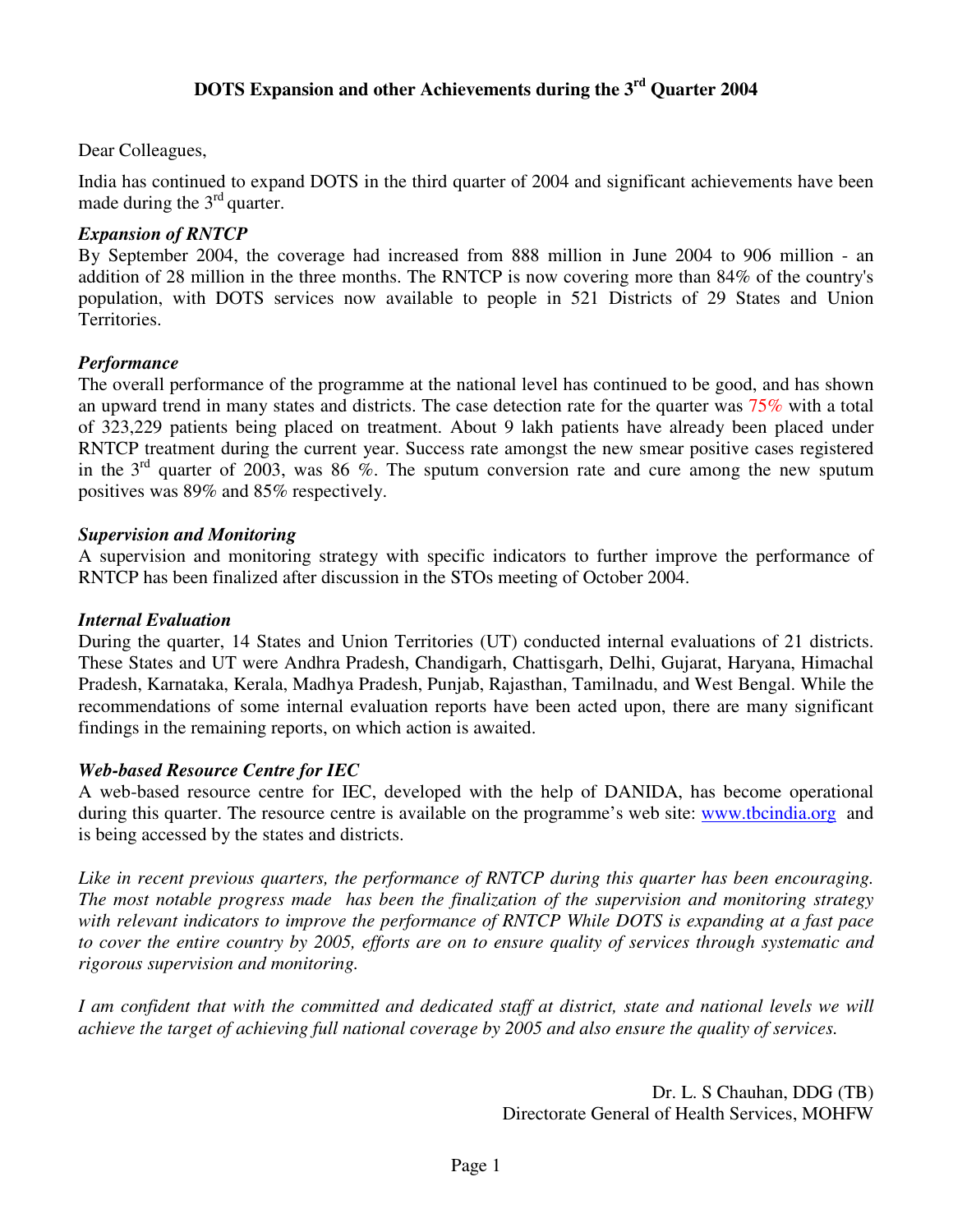# DOTS Expansion and other Achievements during the 3rd Quarter 2004

Dear Colleagues,

India has continued to expand DOTS in the third quarter of 2004 and significant achievements have been made during the 3rd quarter.

### *Expansion of RNTCP*

By September 2004, the coverage had increased from 888 million in June 2004 to 906 million - an addition of 28 million in the three months. The RNTCP is now covering more than 84% of the country's population, with DOTS services now available to people in 521 Districts of 29 States and Union Territories.

### *Performance*

The overall performance of the programme at the national level has continued to be good, and has shown an upward trend in many states and districts. The case detection rate for the quarter was 75% with a total of 323,229 patients being placed on treatment. About 9 lakh patients have already been placed under RNTCP treatment during the current year. Success rate amongst the new smear positive cases registered in the 3rd quarter of 2003, was 86 %. The sputum conversion rate and cure among the new sputum positives was 89% and 85% respectively.

### *Supervision and Monitoring*

A supervision and monitoring strategy with specific indicators to further improve the performance of RNTCP has been finalized after discussion in the STOs meeting of October 2004.

### *Internal Evaluation*

During the quarter, 14 States and Union Territories (UT) conducted internal evaluations of 21 districts. These States and UT were Andhra Pradesh, Chandigarh, Chattisgarh, Delhi, Gujarat, Haryana, Himachal Pradesh, Karnataka, Kerala, Madhya Pradesh, Punjab, Rajasthan, Tamilnadu, and West Bengal. While the recommendations of some internal evaluation reports have been acted upon, there are many significant findings in the remaining reports, on which action is awaited.

### *Web-based Resource Centre for IEC*

A web-based resource centre for IEC, developed with the help of DANIDA, has become operational during this quarter. The resource centre is available on the programme's web site: www.tbcindia.org and is being accessed by the states and districts.

*Like in recent previous quarters, the performance of RNTCP during this quarter has been encouraging. The most notable progress made has been the finalization of the supervision and monitoring strategy with relevant indicators to improve the performance of RNTCP While DOTS is expanding at a fast pace to cover the entire country by 2005, efforts are on to ensure quality of services through systematic and rigorous supervision and monitoring.*

*I am confident that with the committed and dedicated staff at district, state and national levels we will achieve the target of achieving full national coverage by 2005 and also ensure the quality of services.*

Dr. L. S Chauhan, DDG (TB)
Directorate General of Health Services, MOHFW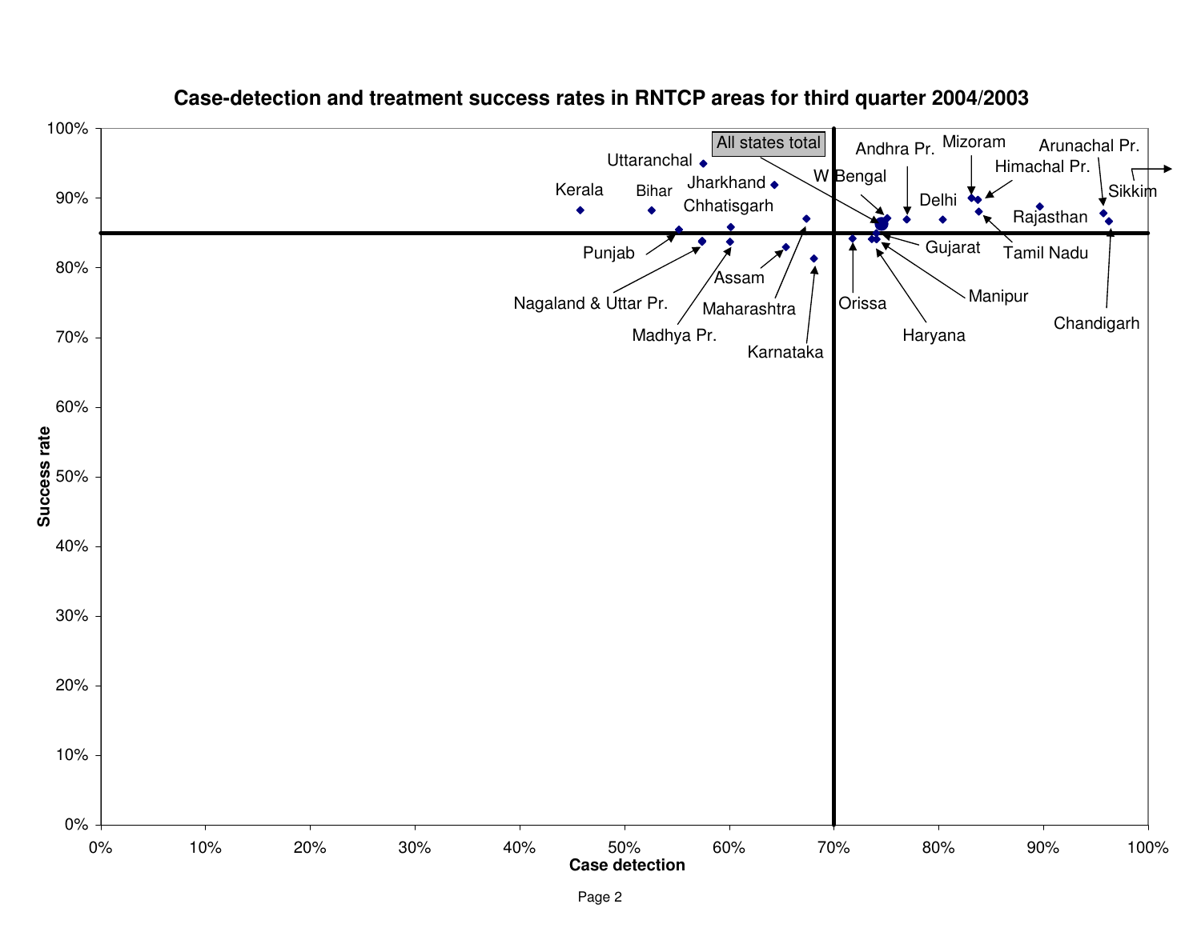**Case-detection and treatment success rates in RNTCP areas for third quarter 2004/2003**

Success rate (y-axis: 0%–100%); Case detection (x-axis: 0%–100%)

Labels: All states total, Uttaranchal, Jharkhand, Kerala, Bihar, Chhatisgarh, Punjab, Nagaland & Uttar Pr., Madhya Pr., Assam, Maharashtra, Karnataka, Orissa, Haryana, Manipur, Gujarat, W Bengal, Andhra Pr., Delhi, Mizoram, Himachal Pr., Tamil Nadu, Rajasthan, Arunachal Pr., Sikkim, Chandigarh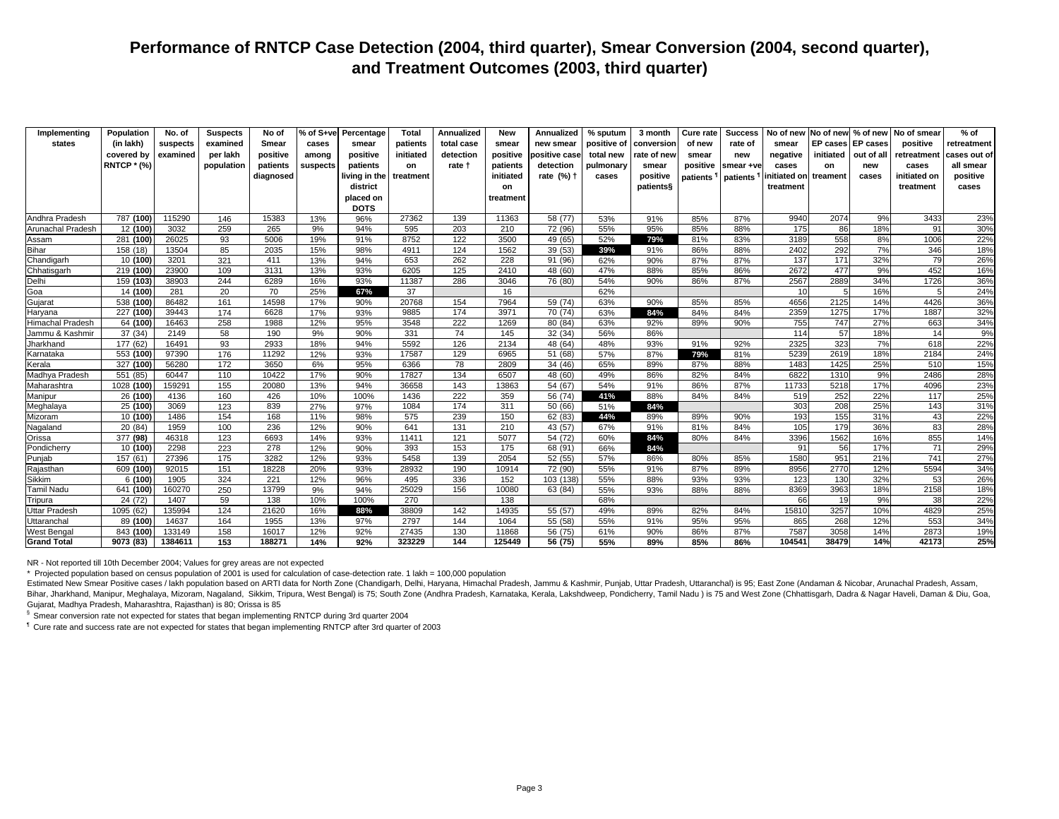# Performance of RNTCP Case Detection (2004, third quarter), Smear Conversion (2004, second quarter), and Treatment Outcomes (2003, third quarter)

| Implementing states | Population (in lakh) covered by RNTCP * (%) | No. of suspects examined | Suspects examined per lakh population | No of Smear positive patients diagnosed | % of S+ve cases among suspects | Percentage smear positive patients living in the district placed on DOTS | Total patients initiated on treatment | Annualized total case detection rate † | New smear positive patients initiated on treatment | Annualized new smear positive case detection rate (%) † | % sputum positive of total new pulmonary cases | 3 month conversion rate of new smear positive patients§ | Cure rate of new smear positive patients ¶ | Success rate of new smear +ve patients ¶ | No of new smear negative cases initiated on treatment | No of new EP cases initiated on treament | % of new EP cases out of all new cases | No of smear positive retreatment cases initiated on treatment | % of retreatment cases out of all smear positive cases |
|---|---|---|---|---|---|---|---|---|---|---|---|---|---|---|---|---|---|---|---|
| Andhra Pradesh | 787 **(100)** | 115290 | 146 | 15383 | 13% | 96% | 27362 | 139 | 11363 | 58 (77) | 53% | 91% | 85% | 87% | 9940 | 2074 | 9% | 3433 | 23% |
| Arunachal Pradesh | 12 **(100)** | 3032 | 259 | 265 | 9% | 94% | 595 | 203 | 210 | 72 (96) | 55% | 95% | 85% | 88% | 175 | 86 | 18% | 91 | 30% |
| Assam | 281 **(100)** | 26025 | 93 | 5006 | 19% | 91% | 8752 | 122 | 3500 | 49 (65) | 52% | **79%** | 81% | 83% | 3189 | 558 | 8% | 1006 | 22% |
| Bihar | 158 (18) | 13504 | 85 | 2035 | 15% | 98% | 4911 | 124 | 1562 | 39 (53) | **39%** | 91% | 86% | 88% | 2402 | 292 | 7% | 346 | 18% |
| Chandigarh | 10 **(100)** | 3201 | 321 | 411 | 13% | 94% | 653 | 262 | 228 | 91 (96) | 62% | 90% | 87% | 87% | 137 | 171 | 32% | 79 | 26% |
| Chhatisgarh | 219 **(100)** | 23900 | 109 | 3131 | 13% | 93% | 6205 | 125 | 2410 | 48 (60) | 47% | 88% | 85% | 86% | 2672 | 477 | 9% | 452 | 16% |
| Delhi | 159 **(103)** | 38903 | 244 | 6289 | 16% | 93% | 11387 | 286 | 3046 | 76 (80) | 54% | 90% | 86% | 87% | 2567 | 2889 | 34% | 1726 | 36% |
| Goa | 14 **(100)** | 281 | 20 | 70 | 25% | **67%** | 37 | | 16 | | 62% | | | | 10 | 5 | 16% | 5 | 24% |
| Gujarat | 538 **(100)** | 86482 | 161 | 14598 | 17% | 90% | 20768 | 154 | 7964 | 59 (74) | 63% | 90% | 85% | 85% | 4656 | 2125 | 14% | 4426 | 36% |
| Haryana | 227 **(100)** | 39443 | 174 | 6628 | 17% | 93% | 9885 | 174 | 3971 | 70 (74) | 63% | **84%** | 84% | 84% | 2359 | 1275 | 17% | 1887 | 32% |
| Himachal Pradesh | 64 **(100)** | 16463 | 258 | 1988 | 12% | 95% | 3548 | 222 | 1269 | 80 (84) | 63% | 92% | 89% | 90% | 755 | 747 | 27% | 663 | 34% |
| Jammu & Kashmir | 37 (34) | 2149 | 58 | 190 | 9% | 90% | 331 | 74 | 145 | 32 (34) | 56% | 86% | | | 114 | 57 | 18% | 14 | 9% |
| Jharkhand | 177 (62) | 16491 | 93 | 2933 | 18% | 94% | 5592 | 126 | 2134 | 48 (64) | 48% | 93% | 91% | 92% | 2325 | 323 | 7% | 618 | 22% |
| Karnataka | 553 **(100)** | 97390 | 176 | 11292 | 12% | 93% | 17587 | 129 | 6965 | 51 (68) | 57% | 87% | **79%** | 81% | 5239 | 2619 | 18% | 2184 | 24% |
| Kerala | 327 **(100)** | 56280 | 172 | 3650 | 6% | 95% | 6366 | 78 | 2809 | 34 (46) | 65% | 89% | 87% | 88% | 1483 | 1425 | 25% | 510 | 15% |
| Madhya Pradesh | 551 (85) | 60447 | 110 | 10422 | 17% | 90% | 17827 | 134 | 6507 | 48 (60) | 49% | 86% | 82% | 84% | 6822 | 1310 | 9% | 2486 | 28% |
| Maharashtra | 1028 **(100)** | 159291 | 155 | 20080 | 13% | 94% | 36658 | 143 | 13863 | 54 (67) | 54% | 91% | 86% | 87% | 11733 | 5218 | 17% | 4096 | 23% |
| Manipur | 26 **(100)** | 4136 | 160 | 426 | 10% | 100% | 1436 | 222 | 359 | 56 (74) | **41%** | 88% | 84% | 84% | 519 | 252 | 22% | 117 | 25% |
| Meghalaya | 25 **(100)** | 3069 | 123 | 839 | 27% | 97% | 1084 | 174 | 311 | 50 (66) | 51% | **84%** | | | 303 | 208 | 25% | 143 | 31% |
| Mizoram | 10 **(100)** | 1486 | 154 | 168 | 11% | 98% | 575 | 239 | 150 | 62 (83) | **44%** | 89% | 89% | 90% | 193 | 155 | 31% | 43 | 22% |
| Nagaland | 20 (84) | 1959 | 100 | 236 | 12% | 90% | 641 | 131 | 210 | 43 (57) | 67% | 91% | 81% | 84% | 105 | 179 | 36% | 83 | 28% |
| Orissa | 377 **(98)** | 46318 | 123 | 6693 | 14% | 93% | 11411 | 121 | 5077 | 54 (72) | 60% | **84%** | 80% | 84% | 3396 | 1562 | 16% | 855 | 14% |
| Pondicherry | 10 **(100)** | 2298 | 223 | 278 | 12% | 90% | 393 | 153 | 175 | 68 (91) | 66% | **84%** | | | 91 | 56 | 17% | 71 | 29% |
| Punjab | 157 (61) | 27396 | 175 | 3282 | 12% | 93% | 5458 | 139 | 2054 | 52 (55) | 57% | 86% | 80% | 85% | 1580 | 951 | 21% | 741 | 27% |
| Rajasthan | 609 **(100)** | 92015 | 151 | 18228 | 20% | 93% | 28932 | 190 | 10914 | 72 (90) | 55% | 91% | 87% | 89% | 8956 | 2770 | 12% | 5594 | 34% |
| Sikkim | 6 **(100)** | 1905 | 324 | 221 | 12% | 96% | 495 | 336 | 152 | 103 (138) | 55% | 88% | 93% | 93% | 123 | 130 | 32% | 53 | 26% |
| Tamil Nadu | 641 **(100)** | 160270 | 250 | 13799 | 9% | 94% | 25029 | 156 | 10080 | 63 (84) | 55% | 93% | 88% | 88% | 8369 | 3963 | 18% | 2158 | 18% |
| Tripura | 24 (72) | 1407 | 59 | 138 | 10% | 100% | 270 | | 138 | | 68% | | | | 66 | 19 | 9% | 38 | 22% |
| Uttar Pradesh | 1095 (62) | 135994 | 124 | 21620 | 16% | **88%** | 38809 | 142 | 14935 | 55 (57) | 49% | 89% | 82% | 84% | 15810 | 3257 | 10% | 4829 | 25% |
| Uttaranchal | 89 **(100)** | 14637 | 164 | 1955 | 13% | 97% | 2797 | 144 | 1064 | 55 (58) | 55% | 91% | 95% | 95% | 865 | 268 | 12% | 553 | 34% |
| West Bengal | 843 **(100)** | 133149 | 158 | 16017 | 12% | 92% | 27435 | 130 | 11868 | 56 (75) | 61% | 90% | 86% | 87% | 7587 | 3058 | 14% | 2873 | 19% |
| **Grand Total** | **9073 (83)** | **1384611** | **153** | **188271** | **14%** | **92%** | **323229** | **144** | **125449** | **56 (75)** | **55%** | **89%** | **85%** | **86%** | **104541** | **38479** | **14%** | **42173** | **25%** |

NR - Not reported till 10th December 2004; Values for grey areas are not expected

\* Projected population based on census population of 2001 is used for calculation of case-detection rate. 1 lakh = 100,000 population

Estimated New Smear Positive cases / lakh population based on ARTI data for North Zone (Chandigarh, Delhi, Haryana, Himachal Pradesh, Jammu & Kashmir, Punjab, Uttar Pradesh, Uttaranchal) is 95; East Zone (Andaman & Nicobar, Arunachal Pradesh, Assam, Bihar, Jharkhand, Manipur, Meghalaya, Mizoram, Nagaland, Sikkim, Tripura, West Bengal) is 75; South Zone (Andhra Pradesh, Karnataka, Kerala, Lakshdweep, Pondicherry, Tamil Nadu ) is 75 and West Zone (Chhattisgarh, Dadra & Nagar Haveli, Daman & Diu, Goa, Gujarat, Madhya Pradesh, Maharashtra, Rajasthan) is 80; Orissa is 85

§ Smear conversion rate not expected for states that began implementing RNTCP during 3rd quarter 2004

¶ Cure rate and success rate are not expected for states that began implementing RNTCP after 3rd quarter of 2003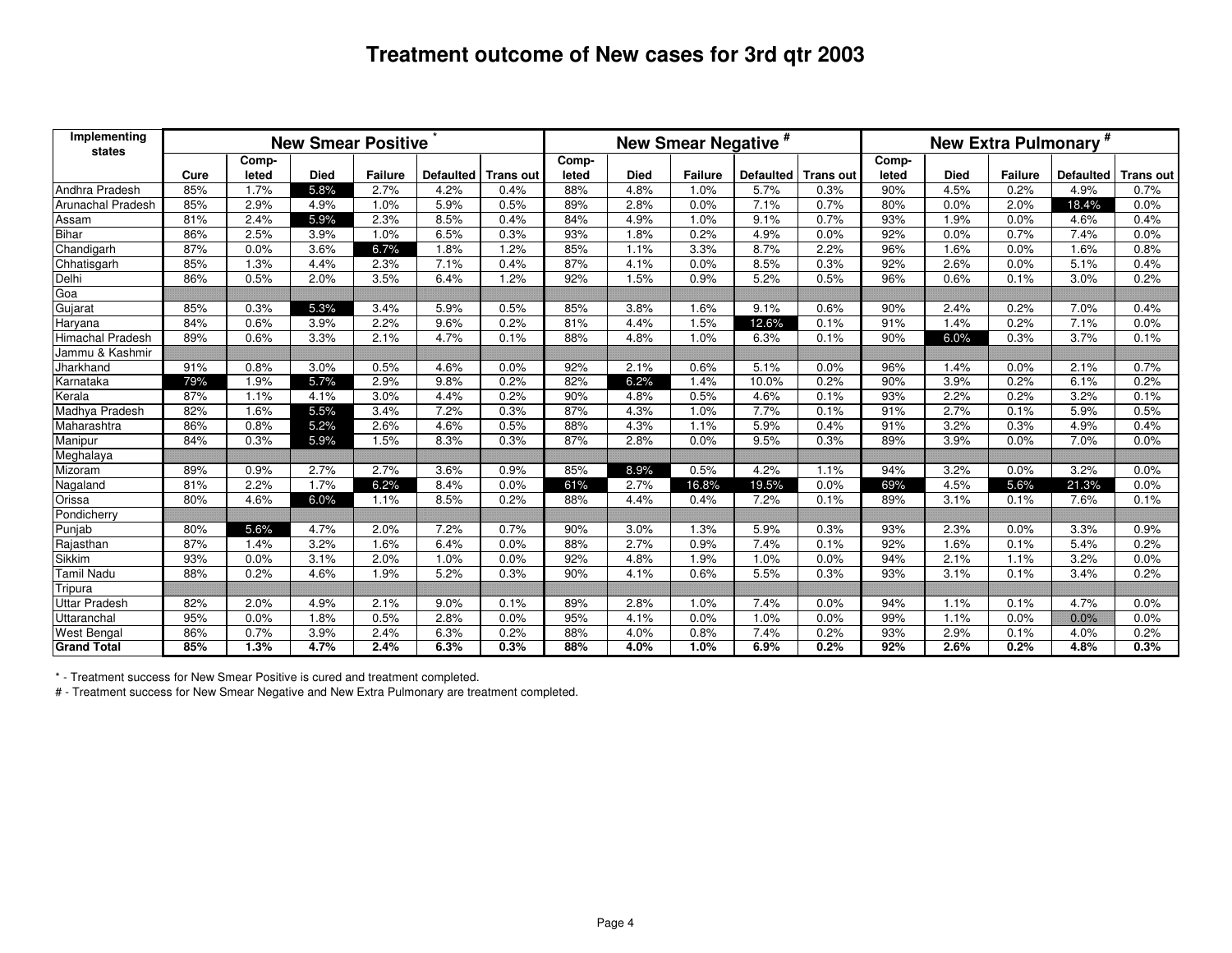# Treatment outcome of New cases for 3rd qtr 2003

| Implementing states | New Smear Positive * | | | | | | New Smear Negative # | | | | | New Extra Pulmonary # | | | | |
|---|---|---|---|---|---|---|---|---|---|---|---|---|---|---|---|---|
| | Cure | Comp-leted | Died | Failure | Defaulted | Trans out | Comp-leted | Died | Failure | Defaulted | Trans out | Comp-leted | Died | Failure | Defaulted | Trans out |
| Andhra Pradesh | 85% | 1.7% | 5.8% | 2.7% | 4.2% | 0.4% | 88% | 4.8% | 1.0% | 5.7% | 0.3% | 90% | 4.5% | 0.2% | 4.9% | 0.7% |
| Arunachal Pradesh | 85% | 2.9% | 4.9% | 1.0% | 5.9% | 0.5% | 89% | 2.8% | 0.0% | 7.1% | 0.7% | 80% | 0.0% | 2.0% | 18.4% | 0.0% |
| Assam | 81% | 2.4% | 5.9% | 2.3% | 8.5% | 0.4% | 84% | 4.9% | 1.0% | 9.1% | 0.7% | 93% | 1.9% | 0.0% | 4.6% | 0.4% |
| Bihar | 86% | 2.5% | 3.9% | 1.0% | 6.5% | 0.3% | 93% | 1.8% | 0.2% | 4.9% | 0.0% | 92% | 0.0% | 0.7% | 7.4% | 0.0% |
| Chandigarh | 87% | 0.0% | 3.6% | 6.7% | 1.8% | 1.2% | 85% | 1.1% | 3.3% | 8.7% | 2.2% | 96% | 1.6% | 0.0% | 1.6% | 0.8% |
| Chhatisgarh | 85% | 1.3% | 4.4% | 2.3% | 7.1% | 0.4% | 87% | 4.1% | 0.0% | 8.5% | 0.3% | 92% | 2.6% | 0.0% | 5.1% | 0.4% |
| Delhi | 86% | 0.5% | 2.0% | 3.5% | 6.4% | 1.2% | 92% | 1.5% | 0.9% | 5.2% | 0.5% | 96% | 0.6% | 0.1% | 3.0% | 0.2% |
| Goa | | | | | | | | | | | | | | | | |
| Gujarat | 85% | 0.3% | 5.3% | 3.4% | 5.9% | 0.5% | 85% | 3.8% | 1.6% | 9.1% | 0.6% | 90% | 2.4% | 0.2% | 7.0% | 0.4% |
| Haryana | 84% | 0.6% | 3.9% | 2.2% | 9.6% | 0.2% | 81% | 4.4% | 1.5% | 12.6% | 0.1% | 91% | 1.4% | 0.2% | 7.1% | 0.0% |
| Himachal Pradesh | 89% | 0.6% | 3.3% | 2.1% | 4.7% | 0.1% | 88% | 4.8% | 1.0% | 6.3% | 0.1% | 90% | 6.0% | 0.3% | 3.7% | 0.1% |
| Jammu & Kashmir | | | | | | | | | | | | | | | | |
| Jharkhand | 91% | 0.8% | 3.0% | 0.5% | 4.6% | 0.0% | 92% | 2.1% | 0.6% | 5.1% | 0.0% | 96% | 1.4% | 0.0% | 2.1% | 0.7% |
| Karnataka | 79% | 1.9% | 5.7% | 2.9% | 9.8% | 0.2% | 82% | 6.2% | 1.4% | 10.0% | 0.2% | 90% | 3.9% | 0.2% | 6.1% | 0.2% |
| Kerala | 87% | 1.1% | 4.1% | 3.0% | 4.4% | 0.2% | 90% | 4.8% | 0.5% | 4.6% | 0.1% | 93% | 2.2% | 0.2% | 3.2% | 0.1% |
| Madhya Pradesh | 82% | 1.6% | 5.5% | 3.4% | 7.2% | 0.3% | 87% | 4.3% | 1.0% | 7.7% | 0.1% | 91% | 2.7% | 0.1% | 5.9% | 0.5% |
| Maharashtra | 86% | 0.8% | 5.2% | 2.6% | 4.6% | 0.5% | 88% | 4.3% | 1.1% | 5.9% | 0.4% | 91% | 3.2% | 0.3% | 4.9% | 0.4% |
| Manipur | 84% | 0.3% | 5.9% | 1.5% | 8.3% | 0.3% | 87% | 2.8% | 0.0% | 9.5% | 0.3% | 89% | 3.9% | 0.0% | 7.0% | 0.0% |
| Meghalaya | | | | | | | | | | | | | | | | |
| Mizoram | 89% | 0.9% | 2.7% | 2.7% | 3.6% | 0.9% | 85% | 8.9% | 0.5% | 4.2% | 1.1% | 94% | 3.2% | 0.0% | 3.2% | 0.0% |
| Nagaland | 81% | 2.2% | 1.7% | 6.2% | 8.4% | 0.0% | 61% | 2.7% | 16.8% | 19.5% | 0.0% | 69% | 4.5% | 5.6% | 21.3% | 0.0% |
| Orissa | 80% | 4.6% | 6.0% | 1.1% | 8.5% | 0.2% | 88% | 4.4% | 0.4% | 7.2% | 0.1% | 89% | 3.1% | 0.1% | 7.6% | 0.1% |
| Pondicherry | | | | | | | | | | | | | | | | |
| Punjab | 80% | 5.6% | 4.7% | 2.0% | 7.2% | 0.7% | 90% | 3.0% | 1.3% | 5.9% | 0.3% | 93% | 2.3% | 0.0% | 3.3% | 0.9% |
| Rajasthan | 87% | 1.4% | 3.2% | 1.6% | 6.4% | 0.0% | 88% | 2.7% | 0.9% | 7.4% | 0.1% | 92% | 1.6% | 0.1% | 5.4% | 0.2% |
| Sikkim | 93% | 0.0% | 3.1% | 2.0% | 1.0% | 0.0% | 92% | 4.8% | 1.9% | 1.0% | 0.0% | 94% | 2.1% | 1.1% | 3.2% | 0.0% |
| Tamil Nadu | 88% | 0.2% | 4.6% | 1.9% | 5.2% | 0.3% | 90% | 4.1% | 0.6% | 5.5% | 0.3% | 93% | 3.1% | 0.1% | 3.4% | 0.2% |
| Tripura | | | | | | | | | | | | | | | | |
| Uttar Pradesh | 82% | 2.0% | 4.9% | 2.1% | 9.0% | 0.1% | 89% | 2.8% | 1.0% | 7.4% | 0.0% | 94% | 1.1% | 0.1% | 4.7% | 0.0% |
| Uttaranchal | 95% | 0.0% | 1.8% | 0.5% | 2.8% | 0.0% | 95% | 4.1% | 0.0% | 1.0% | 0.0% | 99% | 1.1% | 0.0% | 0.0% | 0.0% |
| West Bengal | 86% | 0.7% | 3.9% | 2.4% | 6.3% | 0.2% | 88% | 4.0% | 0.8% | 7.4% | 0.2% | 93% | 2.9% | 0.1% | 4.0% | 0.2% |
| **Grand Total** | **85%** | **1.3%** | **4.7%** | **2.4%** | **6.3%** | **0.3%** | **88%** | **4.0%** | **1.0%** | **6.9%** | **0.2%** | **92%** | **2.6%** | **0.2%** | **4.8%** | **0.3%** |

* - Treatment success for New Smear Positive is cured and treatment completed.

# - Treatment success for New Smear Negative and New Extra Pulmonary are treatment completed.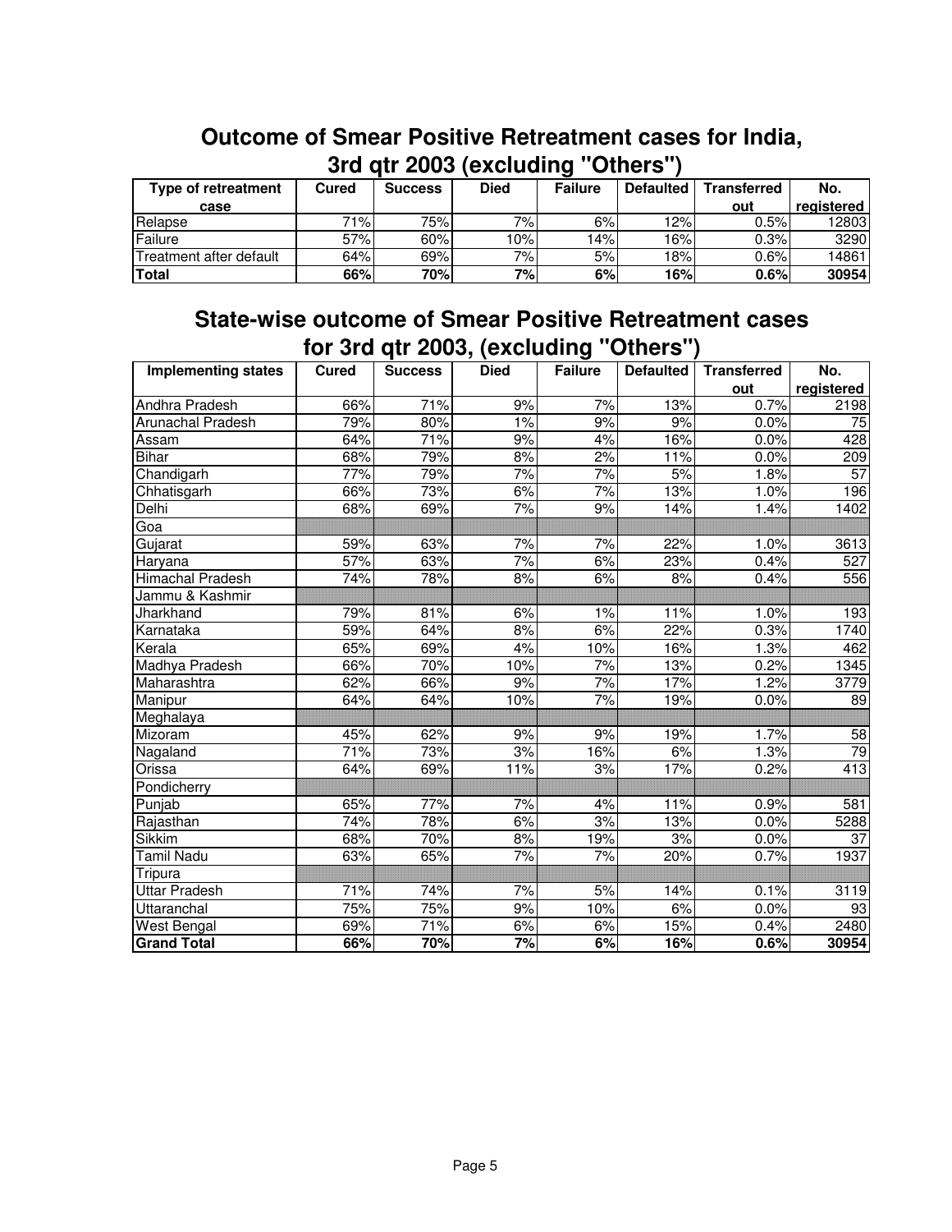## Outcome of Smear Positive Retreatment cases for India, 3rd qtr 2003 (excluding "Others")

| Type of retreatment case | Cured | Success | Died | Failure | Defaulted | Transferred out | No. registered |
|---|---|---|---|---|---|---|---|
| Relapse | 71% | 75% | 7% | 6% | 12% | 0.5% | 12803 |
| Failure | 57% | 60% | 10% | 14% | 16% | 0.3% | 3290 |
| Treatment after default | 64% | 69% | 7% | 5% | 18% | 0.6% | 14861 |
| **Total** | **66%** | **70%** | **7%** | **6%** | **16%** | **0.6%** | **30954** |

## State-wise outcome of Smear Positive Retreatment cases for 3rd qtr 2003, (excluding "Others")

| Implementing states | Cured | Success | Died | Failure | Defaulted | Transferred out | No. registered |
|---|---|---|---|---|---|---|---|
| Andhra Pradesh | 66% | 71% | 9% | 7% | 13% | 0.7% | 2198 |
| Arunachal Pradesh | 79% | 80% | 1% | 9% | 9% | 0.0% | 75 |
| Assam | 64% | 71% | 9% | 4% | 16% | 0.0% | 428 |
| Bihar | 68% | 79% | 8% | 2% | 11% | 0.0% | 209 |
| Chandigarh | 77% | 79% | 7% | 7% | 5% | 1.8% | 57 |
| Chhatisgarh | 66% | 73% | 6% | 7% | 13% | 1.0% | 196 |
| Delhi | 68% | 69% | 7% | 9% | 14% | 1.4% | 1402 |
| Goa | | | | | | | |
| Gujarat | 59% | 63% | 7% | 7% | 22% | 1.0% | 3613 |
| Haryana | 57% | 63% | 7% | 6% | 23% | 0.4% | 527 |
| Himachal Pradesh | 74% | 78% | 8% | 6% | 8% | 0.4% | 556 |
| Jammu & Kashmir | | | | | | | |
| Jharkhand | 79% | 81% | 6% | 1% | 11% | 1.0% | 193 |
| Karnataka | 59% | 64% | 8% | 6% | 22% | 0.3% | 1740 |
| Kerala | 65% | 69% | 4% | 10% | 16% | 1.3% | 462 |
| Madhya Pradesh | 66% | 70% | 10% | 7% | 13% | 0.2% | 1345 |
| Maharashtra | 62% | 66% | 9% | 7% | 17% | 1.2% | 3779 |
| Manipur | 64% | 64% | 10% | 7% | 19% | 0.0% | 89 |
| Meghalaya | | | | | | | |
| Mizoram | 45% | 62% | 9% | 9% | 19% | 1.7% | 58 |
| Nagaland | 71% | 73% | 3% | 16% | 6% | 1.3% | 79 |
| Orissa | 64% | 69% | 11% | 3% | 17% | 0.2% | 413 |
| Pondicherry | | | | | | | |
| Punjab | 65% | 77% | 7% | 4% | 11% | 0.9% | 581 |
| Rajasthan | 74% | 78% | 6% | 3% | 13% | 0.0% | 5288 |
| Sikkim | 68% | 70% | 8% | 19% | 3% | 0.0% | 37 |
| Tamil Nadu | 63% | 65% | 7% | 7% | 20% | 0.7% | 1937 |
| Tripura | | | | | | | |
| Uttar Pradesh | 71% | 74% | 7% | 5% | 14% | 0.1% | 3119 |
| Uttaranchal | 75% | 75% | 9% | 10% | 6% | 0.0% | 93 |
| West Bengal | 69% | 71% | 6% | 6% | 15% | 0.4% | 2480 |
| **Grand Total** | **66%** | **70%** | **7%** | **6%** | **16%** | **0.6%** | **30954** |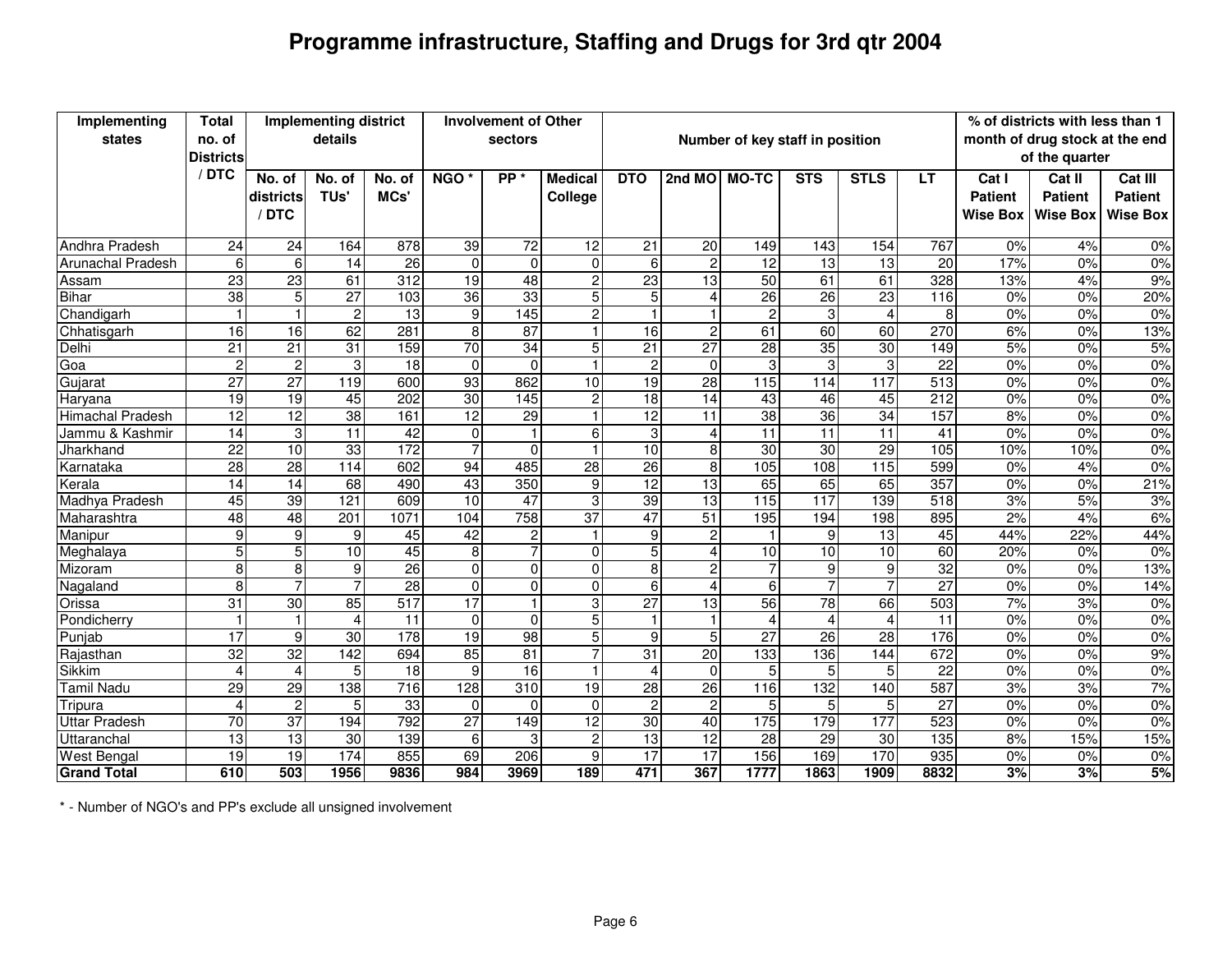# Programme infrastructure, Staffing and Drugs for 3rd qtr 2004

| Implementing states | Total no. of Districts / DTC | Implementing district details | | | Involvement of Other sectors | | | Number of key staff in position | | | | | | | % of districts with less than 1 month of drug stock at the end of the quarter | | |
|---|---|---|---|---|---|---|---|---|---|---|---|---|---|---|---|---|---|
| | | No. of districts / DTC | No. of TUs' | No. of MCs' | NGO * | PP * | Medical College | DTO | 2nd MO | MO-TC | STS | STLS | LT | Cat I Patient Wise Box | Cat II Patient Wise Box | Cat III Patient Wise Box |
| Andhra Pradesh | 24 | 24 | 164 | 878 | 39 | 72 | 12 | 21 | 20 | 149 | 143 | 154 | 767 | 0% | 4% | 0% |
| Arunachal Pradesh | 6 | 6 | 14 | 26 | 0 | 0 | 0 | 6 | 2 | 12 | 13 | 13 | 20 | 17% | 0% | 0% |
| Assam | 23 | 23 | 61 | 312 | 19 | 48 | 2 | 23 | 13 | 50 | 61 | 61 | 328 | 13% | 4% | 9% |
| Bihar | 38 | 5 | 27 | 103 | 36 | 33 | 5 | 5 | 4 | 26 | 26 | 23 | 116 | 0% | 0% | 20% |
| Chandigarh | 1 | 1 | 2 | 13 | 9 | 145 | 2 | 1 | 1 | 2 | 3 | 4 | 8 | 0% | 0% | 0% |
| Chhatisgarh | 16 | 16 | 62 | 281 | 8 | 87 | 1 | 16 | 2 | 61 | 60 | 60 | 270 | 6% | 0% | 13% |
| Delhi | 21 | 21 | 31 | 159 | 70 | 34 | 5 | 21 | 27 | 28 | 35 | 30 | 149 | 5% | 0% | 5% |
| Goa | 2 | 2 | 3 | 18 | 0 | 0 | 1 | 2 | 0 | 3 | 3 | 3 | 22 | 0% | 0% | 0% |
| Gujarat | 27 | 27 | 119 | 600 | 93 | 862 | 10 | 19 | 28 | 115 | 114 | 117 | 513 | 0% | 0% | 0% |
| Haryana | 19 | 19 | 45 | 202 | 30 | 145 | 2 | 18 | 14 | 43 | 46 | 45 | 212 | 0% | 0% | 0% |
| Himachal Pradesh | 12 | 12 | 38 | 161 | 12 | 29 | 1 | 12 | 11 | 38 | 36 | 34 | 157 | 8% | 0% | 0% |
| Jammu & Kashmir | 14 | 3 | 11 | 42 | 0 | 1 | 6 | 3 | 4 | 11 | 11 | 11 | 41 | 0% | 0% | 0% |
| Jharkhand | 22 | 10 | 33 | 172 | 7 | 0 | 1 | 10 | 8 | 30 | 30 | 29 | 105 | 10% | 10% | 0% |
| Karnataka | 28 | 28 | 114 | 602 | 94 | 485 | 28 | 26 | 8 | 105 | 108 | 115 | 599 | 0% | 4% | 0% |
| Kerala | 14 | 14 | 68 | 490 | 43 | 350 | 9 | 12 | 13 | 65 | 65 | 65 | 357 | 0% | 0% | 21% |
| Madhya Pradesh | 45 | 39 | 121 | 609 | 10 | 47 | 3 | 39 | 13 | 115 | 117 | 139 | 518 | 3% | 5% | 3% |
| Maharashtra | 48 | 48 | 201 | 1071 | 104 | 758 | 37 | 47 | 51 | 195 | 194 | 198 | 895 | 2% | 4% | 6% |
| Manipur | 9 | 9 | 9 | 45 | 42 | 2 | 1 | 9 | 2 | 1 | 9 | 13 | 45 | 44% | 22% | 44% |
| Meghalaya | 5 | 5 | 10 | 45 | 8 | 7 | 0 | 5 | 4 | 10 | 10 | 10 | 60 | 20% | 0% | 0% |
| Mizoram | 8 | 8 | 9 | 26 | 0 | 0 | 0 | 8 | 2 | 7 | 9 | 9 | 32 | 0% | 0% | 13% |
| Nagaland | 8 | 7 | 7 | 28 | 0 | 0 | 0 | 6 | 4 | 6 | 7 | 7 | 27 | 0% | 0% | 14% |
| Orissa | 31 | 30 | 85 | 517 | 17 | 1 | 3 | 27 | 13 | 56 | 78 | 66 | 503 | 7% | 3% | 0% |
| Pondicherry | 1 | 1 | 4 | 11 | 0 | 0 | 5 | 1 | 1 | 4 | 4 | 4 | 11 | 0% | 0% | 0% |
| Punjab | 17 | 9 | 30 | 178 | 19 | 98 | 5 | 9 | 5 | 27 | 26 | 28 | 176 | 0% | 0% | 0% |
| Rajasthan | 32 | 32 | 142 | 694 | 85 | 81 | 7 | 31 | 20 | 133 | 136 | 144 | 672 | 0% | 0% | 9% |
| Sikkim | 4 | 4 | 5 | 18 | 9 | 16 | 1 | 4 | 0 | 5 | 5 | 5 | 22 | 0% | 0% | 0% |
| Tamil Nadu | 29 | 29 | 138 | 716 | 128 | 310 | 19 | 28 | 26 | 116 | 132 | 140 | 587 | 3% | 3% | 7% |
| Tripura | 4 | 2 | 5 | 33 | 0 | 0 | 0 | 2 | 2 | 5 | 5 | 5 | 27 | 0% | 0% | 0% |
| Uttar Pradesh | 70 | 37 | 194 | 792 | 27 | 149 | 12 | 30 | 40 | 175 | 179 | 177 | 523 | 0% | 0% | 0% |
| Uttaranchal | 13 | 13 | 30 | 139 | 6 | 3 | 2 | 13 | 12 | 28 | 29 | 30 | 135 | 8% | 15% | 15% |
| West Bengal | 19 | 19 | 174 | 855 | 69 | 206 | 9 | 17 | 17 | 156 | 169 | 170 | 935 | 0% | 0% | 0% |
| **Grand Total** | **610** | **503** | **1956** | **9836** | **984** | **3969** | **189** | **471** | **367** | **1777** | **1863** | **1909** | **8832** | **3%** | **3%** | **5%** |

* - Number of NGO's and PP's exclude all unsigned involvement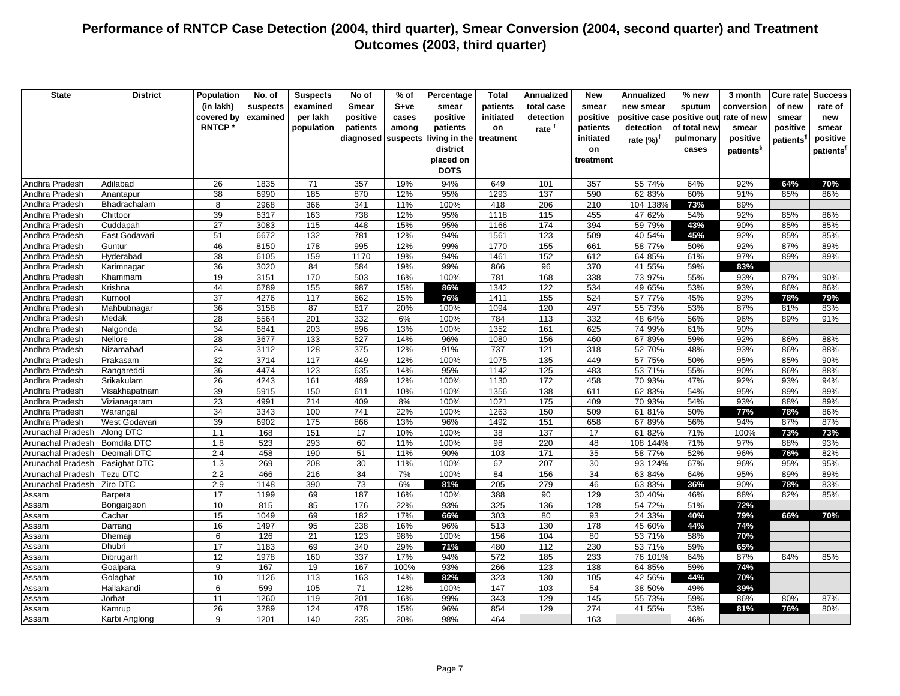# Performance of RNTCP Case Detection (2004, third quarter), Smear Conversion (2004, second quarter) and Treatment Outcomes (2003, third quarter)

| State | District | Population (in lakh) covered by RNTCP * | No. of suspects examined | Suspects examined per lakh population | No of Smear positive patients diagnosed | % of S+ve cases among suspects | Percentage smear positive patients living in the district placed on DOTS | Total patients initiated on treatment | Annualized total case detection rate † | New smear positive patients initiated on treatment | Annualized new smear positive case detection rate (%)† | % new smear positive out of total new pulmonary cases | 3 month conversion rate of new smear positive patients§ | Cure rate of new smear positive patients¶ | Success rate of new smear positive patients¶ |
|---|---|---|---|---|---|---|---|---|---|---|---|---|---|---|---|
| Andhra Pradesh | Adilabad | 26 | 1835 | 71 | 357 | 19% | 94% | 649 | 101 | 357 | 55 74% | 64% | 92% | 64% | 70% |
| Andhra Pradesh | Anantapur | 38 | 6990 | 185 | 870 | 12% | 95% | 1293 | 137 | 590 | 62 83% | 60% | 91% | 85% | 86% |
| Andhra Pradesh | Bhadrachalam | 8 | 2968 | 366 | 341 | 11% | 100% | 418 | 206 | 210 | 104 138% | 73% | 89% | | |
| Andhra Pradesh | Chittoor | 39 | 6317 | 163 | 738 | 12% | 95% | 1118 | 115 | 455 | 47 62% | 54% | 92% | 85% | 86% |
| Andhra Pradesh | Cuddapah | 27 | 3083 | 115 | 448 | 15% | 95% | 1166 | 174 | 394 | 59 79% | 43% | 90% | 85% | 85% |
| Andhra Pradesh | East Godavari | 51 | 6672 | 132 | 781 | 12% | 94% | 1561 | 123 | 509 | 40 54% | 45% | 92% | 85% | 85% |
| Andhra Pradesh | Guntur | 46 | 8150 | 178 | 995 | 12% | 99% | 1770 | 155 | 661 | 58 77% | 50% | 92% | 87% | 89% |
| Andhra Pradesh | Hyderabad | 38 | 6105 | 159 | 1170 | 19% | 94% | 1461 | 152 | 612 | 64 85% | 61% | 97% | 89% | 89% |
| Andhra Pradesh | Karimnagar | 36 | 3020 | 84 | 584 | 19% | 99% | 866 | 96 | 370 | 41 55% | 59% | 83% | | |
| Andhra Pradesh | Khammam | 19 | 3151 | 170 | 503 | 16% | 100% | 781 | 168 | 338 | 73 97% | 55% | 93% | 87% | 90% |
| Andhra Pradesh | Krishna | 44 | 6789 | 155 | 987 | 15% | 86% | 1342 | 122 | 534 | 49 65% | 53% | 93% | 86% | 86% |
| Andhra Pradesh | Kurnool | 37 | 4276 | 117 | 662 | 15% | 76% | 1411 | 155 | 524 | 57 77% | 45% | 93% | 78% | 79% |
| Andhra Pradesh | Mahbubnagar | 36 | 3158 | 87 | 617 | 20% | 100% | 1094 | 120 | 497 | 55 73% | 53% | 87% | 81% | 83% |
| Andhra Pradesh | Medak | 28 | 5564 | 201 | 332 | 6% | 100% | 784 | 113 | 332 | 48 64% | 56% | 96% | 89% | 91% |
| Andhra Pradesh | Nalgonda | 34 | 6841 | 203 | 896 | 13% | 100% | 1352 | 161 | 625 | 74 99% | 61% | 90% | | |
| Andhra Pradesh | Nellore | 28 | 3677 | 133 | 527 | 14% | 96% | 1080 | 156 | 460 | 67 89% | 59% | 92% | 86% | 88% |
| Andhra Pradesh | Nizamabad | 24 | 3112 | 128 | 375 | 12% | 91% | 737 | 121 | 318 | 52 70% | 48% | 93% | 86% | 88% |
| Andhra Pradesh | Prakasam | 32 | 3714 | 117 | 449 | 12% | 100% | 1075 | 135 | 449 | 57 75% | 50% | 95% | 85% | 90% |
| Andhra Pradesh | Rangareddi | 36 | 4474 | 123 | 635 | 14% | 95% | 1142 | 125 | 483 | 53 71% | 55% | 90% | 86% | 88% |
| Andhra Pradesh | Srikakulam | 26 | 4243 | 161 | 489 | 12% | 100% | 1130 | 172 | 458 | 70 93% | 47% | 92% | 93% | 94% |
| Andhra Pradesh | Visakhapatnam | 39 | 5915 | 150 | 611 | 10% | 100% | 1356 | 138 | 611 | 62 83% | 54% | 95% | 89% | 89% |
| Andhra Pradesh | Vizianagaram | 23 | 4991 | 214 | 409 | 8% | 100% | 1021 | 175 | 409 | 70 93% | 54% | 93% | 88% | 89% |
| Andhra Pradesh | Warangal | 34 | 3343 | 100 | 741 | 22% | 100% | 1263 | 150 | 509 | 61 81% | 50% | 77% | 78% | 86% |
| Andhra Pradesh | West Godavari | 39 | 6902 | 175 | 866 | 13% | 96% | 1492 | 151 | 658 | 67 89% | 56% | 94% | 87% | 87% |
| Arunachal Pradesh | Along DTC | 1.1 | 168 | 151 | 17 | 10% | 100% | 38 | 137 | 17 | 61 82% | 71% | 100% | 73% | 73% |
| Arunachal Pradesh | Bomdila DTC | 1.8 | 523 | 293 | 60 | 11% | 100% | 98 | 220 | 48 | 108 144% | 71% | 97% | 88% | 93% |
| Arunachal Pradesh | Deomali DTC | 2.4 | 458 | 190 | 51 | 11% | 90% | 103 | 171 | 35 | 58 77% | 52% | 96% | 76% | 82% |
| Arunachal Pradesh | Pasighat DTC | 1.3 | 269 | 208 | 30 | 11% | 100% | 67 | 207 | 30 | 93 124% | 67% | 96% | 95% | 95% |
| Arunachal Pradesh | Tezu DTC | 2.2 | 466 | 216 | 34 | 7% | 100% | 84 | 156 | 34 | 63 84% | 64% | 95% | 89% | 89% |
| Arunachal Pradesh | Ziro DTC | 2.9 | 1148 | 390 | 73 | 6% | 81% | 205 | 279 | 46 | 63 83% | 36% | 90% | 78% | 83% |
| Assam | Barpeta | 17 | 1199 | 69 | 187 | 16% | 100% | 388 | 90 | 129 | 30 40% | 46% | 88% | 82% | 85% |
| Assam | Bongaigaon | 10 | 815 | 85 | 176 | 22% | 93% | 325 | 136 | 128 | 54 72% | 51% | 72% | | |
| Assam | Cachar | 15 | 1049 | 69 | 182 | 17% | 66% | 303 | 80 | 93 | 24 33% | 40% | 79% | 66% | 70% |
| Assam | Darrang | 16 | 1497 | 95 | 238 | 16% | 96% | 513 | 130 | 178 | 45 60% | 44% | 74% | | |
| Assam | Dhemaji | 6 | 126 | 21 | 123 | 98% | 100% | 156 | 104 | 80 | 53 71% | 58% | 70% | | |
| Assam | Dhubri | 17 | 1183 | 69 | 340 | 29% | 71% | 480 | 112 | 230 | 53 71% | 59% | 65% | | |
| Assam | Dibrugarh | 12 | 1978 | 160 | 337 | 17% | 94% | 572 | 185 | 233 | 76 101% | 64% | 87% | 84% | 85% |
| Assam | Goalpara | 9 | 167 | 19 | 167 | 100% | 93% | 266 | 123 | 138 | 64 85% | 59% | 74% | | |
| Assam | Golaghat | 10 | 1126 | 113 | 163 | 14% | 82% | 323 | 130 | 105 | 42 56% | 44% | 70% | | |
| Assam | Hailakandi | 6 | 599 | 105 | 71 | 12% | 100% | 147 | 103 | 54 | 38 50% | 49% | 39% | | |
| Assam | Jorhat | 11 | 1260 | 119 | 201 | 16% | 99% | 343 | 129 | 145 | 55 73% | 59% | 86% | 80% | 87% |
| Assam | Kamrup | 26 | 3289 | 124 | 478 | 15% | 96% | 854 | 129 | 274 | 41 55% | 53% | 81% | 76% | 80% |
| Assam | Karbi Anglong | 9 | 1201 | 140 | 235 | 20% | 98% | 464 | | 163 | | 46% | | | |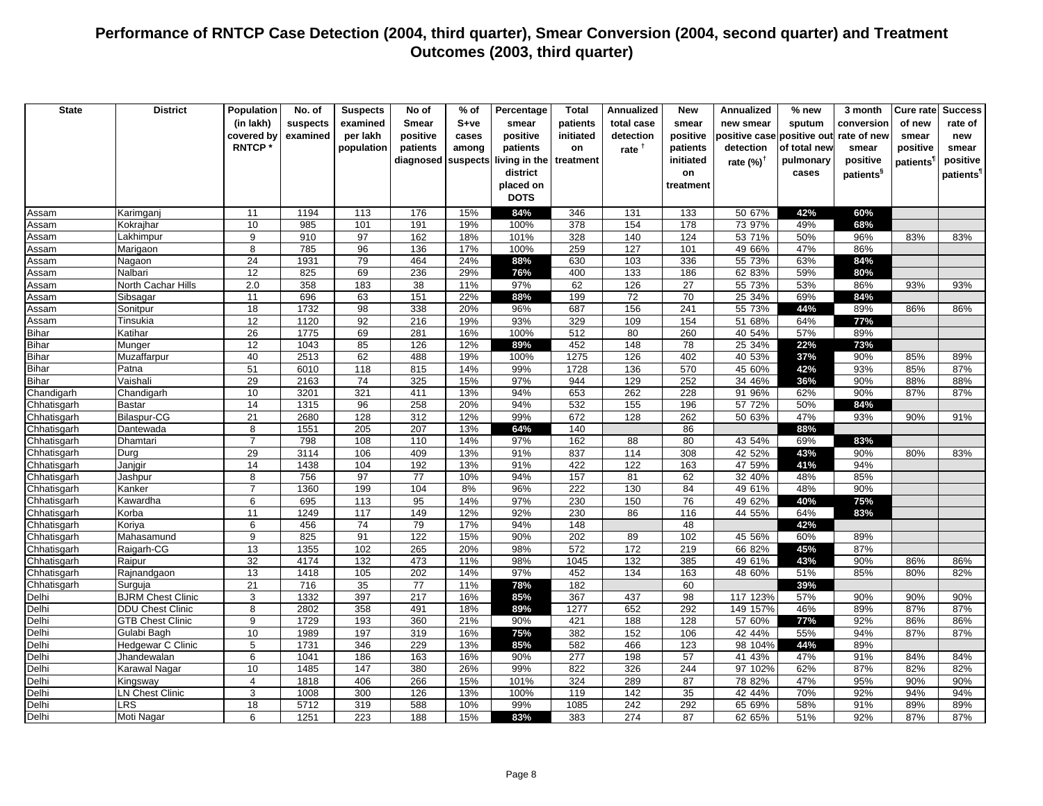# Performance of RNTCP Case Detection (2004, third quarter), Smear Conversion (2004, second quarter) and Treatment Outcomes (2003, third quarter)

| State | District | Population (in lakh) covered by RNTCP * | No. of suspects examined | Suspects examined per lakh population | No of Smear positive patients diagnosed | % of S+ve cases among suspects | Percentage smear positive patients living in the district placed on DOTS | Total patients initiated on treatment | Annualized total case detection rate † | New smear positive patients initiated on treatment | Annualized new smear positive case detection rate (%)† | % new smear positive out of total new pulmonary cases | 3 month conversion rate of new smear positive patients§ | Cure rate of new smear positive patients¶ | Success rate of new smear positive patients¶ |
|---|---|---|---|---|---|---|---|---|---|---|---|---|---|---|---|
| Assam | Karimganj | 11 | 1194 | 113 | 176 | 15% | 84% | 346 | 131 | 133 | 50 67% | 42% | 60% | | |
| Assam | Kokrajhar | 10 | 985 | 101 | 191 | 19% | 100% | 378 | 154 | 178 | 73 97% | 49% | 68% | | |
| Assam | Lakhimpur | 9 | 910 | 97 | 162 | 18% | 101% | 328 | 140 | 124 | 53 71% | 50% | 96% | 83% | 83% |
| Assam | Marigaon | 8 | 785 | 96 | 136 | 17% | 100% | 259 | 127 | 101 | 49 66% | 47% | 86% | | |
| Assam | Nagaon | 24 | 1931 | 79 | 464 | 24% | 88% | 630 | 103 | 336 | 55 73% | 63% | 84% | | |
| Assam | Nalbari | 12 | 825 | 69 | 236 | 29% | 76% | 400 | 133 | 186 | 62 83% | 59% | 80% | | |
| Assam | North Cachar Hills | 2.0 | 358 | 183 | 38 | 11% | 97% | 62 | 126 | 27 | 55 73% | 53% | 86% | 93% | 93% |
| Assam | Sibsagar | 11 | 696 | 63 | 151 | 22% | 88% | 199 | 72 | 70 | 25 34% | 69% | 84% | | |
| Assam | Sonitpur | 18 | 1732 | 98 | 338 | 20% | 96% | 687 | 156 | 241 | 55 73% | 44% | 89% | 86% | 86% |
| Assam | Tinsukia | 12 | 1120 | 92 | 216 | 19% | 93% | 329 | 109 | 154 | 51 68% | 64% | 77% | | |
| Bihar | Katihar | 26 | 1775 | 69 | 281 | 16% | 100% | 512 | 80 | 260 | 40 54% | 57% | 89% | | |
| Bihar | Munger | 12 | 1043 | 85 | 126 | 12% | 89% | 452 | 148 | 78 | 25 34% | 22% | 73% | | |
| Bihar | Muzaffarpur | 40 | 2513 | 62 | 488 | 19% | 100% | 1275 | 126 | 402 | 40 53% | 37% | 90% | 85% | 89% |
| Bihar | Patna | 51 | 6010 | 118 | 815 | 14% | 99% | 1728 | 136 | 570 | 45 60% | 42% | 93% | 85% | 87% |
| Bihar | Vaishali | 29 | 2163 | 74 | 325 | 15% | 97% | 944 | 129 | 252 | 34 46% | 36% | 90% | 88% | 88% |
| Chandigarh | Chandigarh | 10 | 3201 | 321 | 411 | 13% | 94% | 653 | 262 | 228 | 91 96% | 62% | 90% | 87% | 87% |
| Chhatisgarh | Bastar | 14 | 1315 | 96 | 258 | 20% | 94% | 532 | 155 | 196 | 57 72% | 50% | 84% | | |
| Chhatisgarh | Bilaspur-CG | 21 | 2680 | 128 | 312 | 12% | 99% | 672 | 128 | 262 | 50 63% | 47% | 93% | 90% | 91% |
| Chhatisgarh | Dantewada | 8 | 1551 | 205 | 207 | 13% | 64% | 140 | | 86 | | 88% | | | |
| Chhatisgarh | Dhamtari | 7 | 798 | 108 | 110 | 14% | 97% | 162 | 88 | 80 | 43 54% | 69% | 83% | | |
| Chhatisgarh | Durg | 29 | 3114 | 106 | 409 | 13% | 91% | 837 | 114 | 308 | 42 52% | 43% | 90% | 80% | 83% |
| Chhatisgarh | Janjgir | 14 | 1438 | 104 | 192 | 13% | 91% | 422 | 122 | 163 | 47 59% | 41% | 94% | | |
| Chhatisgarh | Jashpur | 8 | 756 | 97 | 77 | 10% | 94% | 157 | 81 | 62 | 32 40% | 48% | 85% | | |
| Chhatisgarh | Kanker | 7 | 1360 | 199 | 104 | 8% | 96% | 222 | 130 | 84 | 49 61% | 48% | 90% | | |
| Chhatisgarh | Kawardha | 6 | 695 | 113 | 95 | 14% | 97% | 230 | 150 | 76 | 49 62% | 40% | 75% | | |
| Chhatisgarh | Korba | 11 | 1249 | 117 | 149 | 12% | 92% | 230 | 86 | 116 | 44 55% | 64% | 83% | | |
| Chhatisgarh | Koriya | 6 | 456 | 74 | 79 | 17% | 94% | 148 | | 48 | | 42% | | | |
| Chhatisgarh | Mahasamund | 9 | 825 | 91 | 122 | 15% | 90% | 202 | 89 | 102 | 45 56% | 60% | 89% | | |
| Chhatisgarh | Raigarh-CG | 13 | 1355 | 102 | 265 | 20% | 98% | 572 | 172 | 219 | 66 82% | 45% | 87% | | |
| Chhatisgarh | Raipur | 32 | 4174 | 132 | 473 | 11% | 98% | 1045 | 132 | 385 | 49 61% | 43% | 90% | 86% | 86% |
| Chhatisgarh | Rajnandgaon | 13 | 1418 | 105 | 202 | 14% | 97% | 452 | 134 | 163 | 48 60% | 51% | 85% | 80% | 82% |
| Chhatisgarh | Surguja | 21 | 716 | 35 | 77 | 11% | 78% | 182 | | 60 | | 39% | | | |
| Delhi | BJRM Chest Clinic | 3 | 1332 | 397 | 217 | 16% | 85% | 367 | 437 | 98 | 117 123% | 57% | 90% | 90% | 90% |
| Delhi | DDU Chest Clinic | 8 | 2802 | 358 | 491 | 18% | 89% | 1277 | 652 | 292 | 149 157% | 46% | 89% | 87% | 87% |
| Delhi | GTB Chest Clinic | 9 | 1729 | 193 | 360 | 21% | 90% | 421 | 188 | 128 | 57 60% | 77% | 92% | 86% | 86% |
| Delhi | Gulabi Bagh | 10 | 1989 | 197 | 319 | 16% | 75% | 382 | 152 | 106 | 42 44% | 55% | 94% | 87% | 87% |
| Delhi | Hedgewar C Clinic | 5 | 1731 | 346 | 229 | 13% | 85% | 582 | 466 | 123 | 98 104% | 44% | 89% | | |
| Delhi | Jhandewalan | 6 | 1041 | 186 | 163 | 16% | 90% | 277 | 198 | 57 | 41 43% | 47% | 91% | 84% | 84% |
| Delhi | Karawal Nagar | 10 | 1485 | 147 | 380 | 26% | 99% | 822 | 326 | 244 | 97 102% | 62% | 87% | 82% | 82% |
| Delhi | Kingsway | 4 | 1818 | 406 | 266 | 15% | 101% | 324 | 289 | 87 | 78 82% | 47% | 95% | 90% | 90% |
| Delhi | LN Chest Clinic | 3 | 1008 | 300 | 126 | 13% | 100% | 119 | 142 | 35 | 42 44% | 70% | 92% | 94% | 94% |
| Delhi | LRS | 18 | 5712 | 319 | 588 | 10% | 99% | 1085 | 242 | 292 | 65 69% | 58% | 91% | 89% | 89% |
| Delhi | Moti Nagar | 6 | 1251 | 223 | 188 | 15% | 83% | 383 | 274 | 87 | 62 65% | 51% | 92% | 87% | 87% |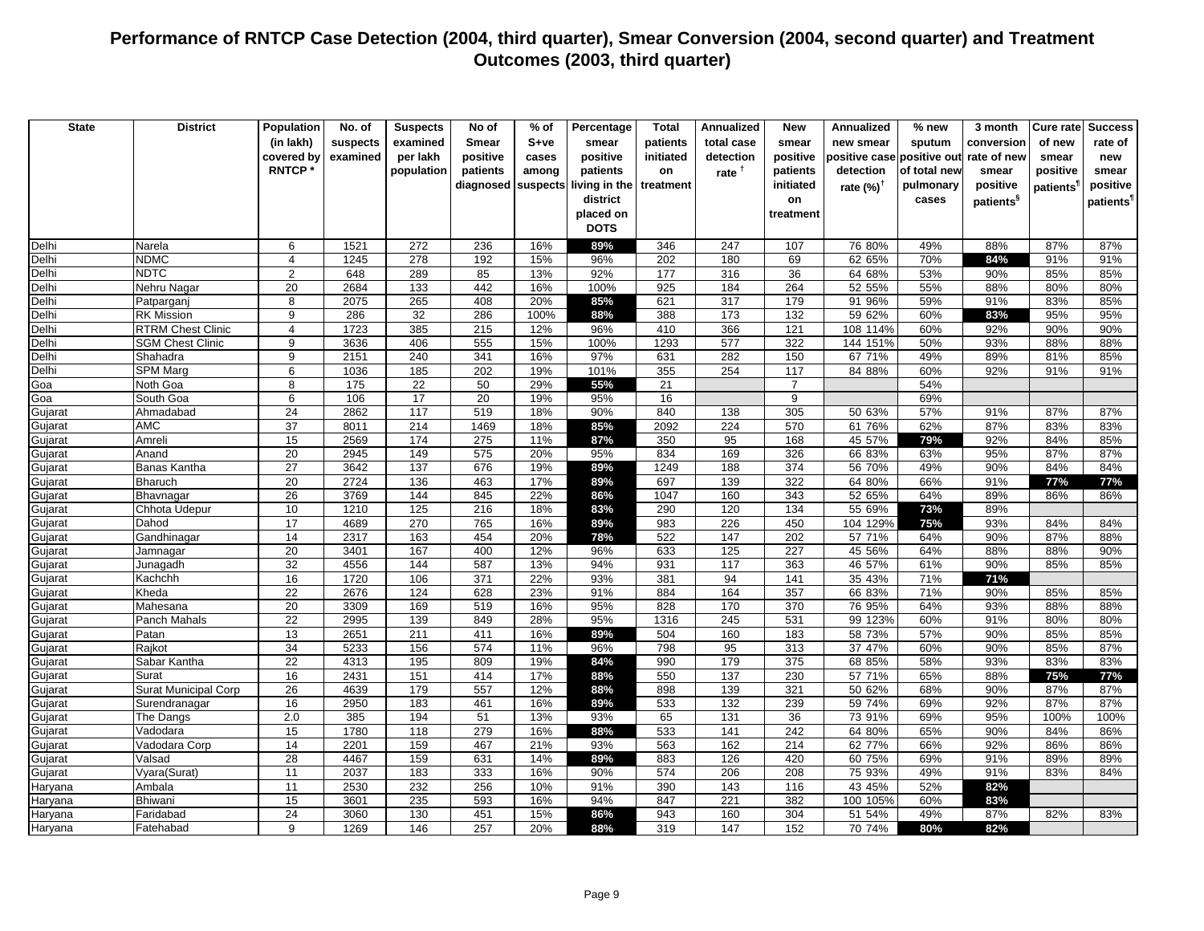# Performance of RNTCP Case Detection (2004, third quarter), Smear Conversion (2004, second quarter) and Treatment Outcomes (2003, third quarter)

| State | District | Population (in lakh) covered by RNTCP * | No. of suspects examined | Suspects examined per lakh population | No of Smear positive patients diagnosed | % of S+ve cases among suspects | Percentage smear positive patients living in the district placed on DOTS | Total patients initiated on treatment | Annualized total case detection rate † | New smear positive patients initiated on treatment | Annualized new smear positive case detection rate (%)† | % new sputum positive out of total new pulmonary cases | 3 month conversion rate of new smear positive patients§ | Cure rate of new smear positive patients¶ | Success rate of new smear positive patients¶ |
|---|---|---|---|---|---|---|---|---|---|---|---|---|---|---|---|
| Delhi | Narela | 6 | 1521 | 272 | 236 | 16% | 89% | 346 | 247 | 107 | 76 80% | 49% | 88% | 87% | 87% |
| Delhi | NDMC | 4 | 1245 | 278 | 192 | 15% | 96% | 202 | 180 | 69 | 62 65% | 70% | 84% | 91% | 91% |
| Delhi | NDTC | 2 | 648 | 289 | 85 | 13% | 92% | 177 | 316 | 36 | 64 68% | 53% | 90% | 85% | 85% |
| Delhi | Nehru Nagar | 20 | 2684 | 133 | 442 | 16% | 100% | 925 | 184 | 264 | 52 55% | 55% | 88% | 80% | 80% |
| Delhi | Patparganj | 8 | 2075 | 265 | 408 | 20% | 85% | 621 | 317 | 179 | 91 96% | 59% | 91% | 83% | 85% |
| Delhi | RK Mission | 9 | 286 | 32 | 286 | 100% | 88% | 388 | 173 | 132 | 59 62% | 60% | 83% | 95% | 95% |
| Delhi | RTRM Chest Clinic | 4 | 1723 | 385 | 215 | 12% | 96% | 410 | 366 | 121 | 108 114% | 60% | 92% | 90% | 90% |
| Delhi | SGM Chest Clinic | 9 | 3636 | 406 | 555 | 15% | 100% | 1293 | 577 | 322 | 144 151% | 50% | 93% | 88% | 88% |
| Delhi | Shahadra | 9 | 2151 | 240 | 341 | 16% | 97% | 631 | 282 | 150 | 67 71% | 49% | 89% | 81% | 85% |
| Delhi | SPM Marg | 6 | 1036 | 185 | 202 | 19% | 101% | 355 | 254 | 117 | 84 88% | 60% | 92% | 91% | 91% |
| Goa | Noth Goa | 8 | 175 | 22 | 50 | 29% | 55% | 21 | | 7 | | 54% | | | |
| Goa | South Goa | 6 | 106 | 17 | 20 | 19% | 95% | 16 | | 9 | | 69% | | | |
| Gujarat | Ahmadabad | 24 | 2862 | 117 | 519 | 18% | 90% | 840 | 138 | 305 | 50 63% | 57% | 91% | 87% | 87% |
| Gujarat | AMC | 37 | 8011 | 214 | 1469 | 18% | 85% | 2092 | 224 | 570 | 61 76% | 62% | 87% | 83% | 83% |
| Gujarat | Amreli | 15 | 2569 | 174 | 275 | 11% | 87% | 350 | 95 | 168 | 45 57% | 79% | 92% | 84% | 85% |
| Gujarat | Anand | 20 | 2945 | 149 | 575 | 20% | 95% | 834 | 169 | 326 | 66 83% | 63% | 95% | 87% | 87% |
| Gujarat | Banas Kantha | 27 | 3642 | 137 | 676 | 19% | 89% | 1249 | 188 | 374 | 56 70% | 49% | 90% | 84% | 84% |
| Gujarat | Bharuch | 20 | 2724 | 136 | 463 | 17% | 89% | 697 | 139 | 322 | 64 80% | 66% | 91% | 77% | 77% |
| Gujarat | Bhavnagar | 26 | 3769 | 144 | 845 | 22% | 86% | 1047 | 160 | 343 | 52 65% | 64% | 89% | 86% | 86% |
| Gujarat | Chhota Udepur | 10 | 1210 | 125 | 216 | 18% | 83% | 290 | 120 | 134 | 55 69% | 73% | 89% | | |
| Gujarat | Dahod | 17 | 4689 | 270 | 765 | 16% | 89% | 983 | 226 | 450 | 104 129% | 75% | 93% | 84% | 84% |
| Gujarat | Gandhinagar | 14 | 2317 | 163 | 454 | 20% | 78% | 522 | 147 | 202 | 57 71% | 64% | 90% | 87% | 88% |
| Gujarat | Jamnagar | 20 | 3401 | 167 | 400 | 12% | 96% | 633 | 125 | 227 | 45 56% | 64% | 88% | 88% | 90% |
| Gujarat | Junagadh | 32 | 4556 | 144 | 587 | 13% | 94% | 931 | 117 | 363 | 46 57% | 61% | 90% | 85% | 85% |
| Gujarat | Kachchh | 16 | 1720 | 106 | 371 | 22% | 93% | 381 | 94 | 141 | 35 43% | 71% | 71% | | |
| Gujarat | Kheda | 22 | 2676 | 124 | 628 | 23% | 91% | 884 | 164 | 357 | 66 83% | 71% | 90% | 85% | 85% |
| Gujarat | Mahesana | 20 | 3309 | 169 | 519 | 16% | 95% | 828 | 170 | 370 | 76 95% | 64% | 93% | 88% | 88% |
| Gujarat | Panch Mahals | 22 | 2995 | 139 | 849 | 28% | 95% | 1316 | 245 | 531 | 99 123% | 60% | 91% | 80% | 80% |
| Gujarat | Patan | 13 | 2651 | 211 | 411 | 16% | 89% | 504 | 160 | 183 | 58 73% | 57% | 90% | 85% | 85% |
| Gujarat | Rajkot | 34 | 5233 | 156 | 574 | 11% | 96% | 798 | 95 | 313 | 37 47% | 60% | 90% | 85% | 87% |
| Gujarat | Sabar Kantha | 22 | 4313 | 195 | 809 | 19% | 84% | 990 | 179 | 375 | 68 85% | 58% | 93% | 83% | 83% |
| Gujarat | Surat | 16 | 2431 | 151 | 414 | 17% | 88% | 550 | 137 | 230 | 57 71% | 65% | 88% | 75% | 77% |
| Gujarat | Surat Municipal Corp | 26 | 4639 | 179 | 557 | 12% | 88% | 898 | 139 | 321 | 50 62% | 68% | 90% | 87% | 87% |
| Gujarat | Surendranagar | 16 | 2950 | 183 | 461 | 16% | 89% | 533 | 132 | 239 | 59 74% | 69% | 92% | 87% | 87% |
| Gujarat | The Dangs | 2.0 | 385 | 194 | 51 | 13% | 93% | 65 | 131 | 36 | 73 91% | 69% | 95% | 100% | 100% |
| Gujarat | Vadodara | 15 | 1780 | 118 | 279 | 16% | 88% | 533 | 141 | 242 | 64 80% | 65% | 90% | 84% | 86% |
| Gujarat | Vadodara Corp | 14 | 2201 | 159 | 467 | 21% | 93% | 563 | 162 | 214 | 62 77% | 66% | 92% | 86% | 86% |
| Gujarat | Valsad | 28 | 4467 | 159 | 631 | 14% | 89% | 883 | 126 | 420 | 60 75% | 69% | 91% | 89% | 89% |
| Gujarat | Vyara(Surat) | 11 | 2037 | 183 | 333 | 16% | 90% | 574 | 206 | 208 | 75 93% | 49% | 91% | 83% | 84% |
| Haryana | Ambala | 11 | 2530 | 232 | 256 | 10% | 91% | 390 | 143 | 116 | 43 45% | 52% | 82% | | |
| Haryana | Bhiwani | 15 | 3601 | 235 | 593 | 16% | 94% | 847 | 221 | 382 | 100 105% | 60% | 83% | | |
| Haryana | Faridabad | 24 | 3060 | 130 | 451 | 15% | 86% | 943 | 160 | 304 | 51 54% | 49% | 87% | 82% | 83% |
| Haryana | Fatehabad | 9 | 1269 | 146 | 257 | 20% | 88% | 319 | 147 | 152 | 70 74% | 80% | 82% | | |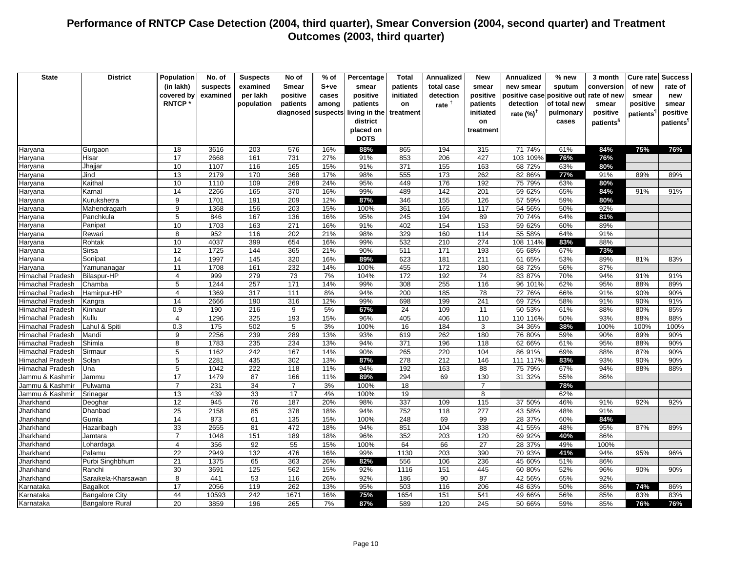# Performance of RNTCP Case Detection (2004, third quarter), Smear Conversion (2004, second quarter) and Treatment Outcomes (2003, third quarter)

| State | District | Population (in lakh) covered by RNTCP * | No. of suspects examined | Suspects examined per lakh population | No of Smear positive patients diagnosed | % of S+ve cases among suspects | Percentage smear positive patients living in the district placed on DOTS | Total patients initiated on treatment | Annualized total case detection rate † | New smear positive patients initiated on treatment | Annualized new smear positive case detection rate (%)† | % new sputum positive out of total new pulmonary cases | 3 month conversion rate of new smear positive patients§ | Cure rate of new smear positive patients¶ | Success rate of new smear positive patients¶ |
|---|---|---|---|---|---|---|---|---|---|---|---|---|---|---|---|
| Haryana | Gurgaon | 18 | 3616 | 203 | 576 | 16% | 88% | 865 | 194 | 315 | 71 74% | 61% | 84% | 75% | 76% |
| Haryana | Hisar | 17 | 2668 | 161 | 731 | 27% | 91% | 853 | 206 | 427 | 103 109% | 76% | 76% | | |
| Haryana | Jhajjar | 10 | 1107 | 116 | 165 | 15% | 91% | 371 | 155 | 163 | 68 72% | 63% | 80% | | |
| Haryana | Jind | 13 | 2179 | 170 | 368 | 17% | 98% | 555 | 173 | 262 | 82 86% | 77% | 91% | 89% | 89% |
| Haryana | Kaithal | 10 | 1110 | 109 | 269 | 24% | 95% | 449 | 176 | 192 | 75 79% | 63% | 80% | | |
| Haryana | Karnal | 14 | 2266 | 165 | 370 | 16% | 99% | 489 | 142 | 201 | 59 62% | 65% | 84% | 91% | 91% |
| Haryana | Kurukshetra | 9 | 1701 | 191 | 209 | 12% | 87% | 346 | 155 | 126 | 57 59% | 59% | 80% | | |
| Haryana | Mahendragarh | 9 | 1368 | 156 | 203 | 15% | 100% | 361 | 165 | 117 | 54 56% | 50% | 92% | | |
| Haryana | Panchkula | 5 | 846 | 167 | 136 | 16% | 95% | 245 | 194 | 89 | 70 74% | 64% | 81% | | |
| Haryana | Panipat | 10 | 1703 | 163 | 271 | 16% | 91% | 402 | 154 | 153 | 59 62% | 60% | 89% | | |
| Haryana | Rewari | 8 | 952 | 116 | 202 | 21% | 98% | 329 | 160 | 114 | 55 58% | 64% | 91% | | |
| Haryana | Rohtak | 10 | 4037 | 399 | 654 | 16% | 99% | 532 | 210 | 274 | 108 114% | 83% | 88% | | |
| Haryana | Sirsa | 12 | 1725 | 144 | 365 | 21% | 90% | 511 | 171 | 193 | 65 68% | 67% | 73% | | |
| Haryana | Sonipat | 14 | 1997 | 145 | 320 | 16% | 89% | 623 | 181 | 211 | 61 65% | 53% | 89% | 81% | 83% |
| Haryana | Yamunanagar | 11 | 1708 | 161 | 232 | 14% | 100% | 455 | 172 | 180 | 68 72% | 56% | 87% | | |
| Himachal Pradesh | Bilaspur-HP | 4 | 999 | 279 | 73 | 7% | 104% | 172 | 192 | 74 | 83 87% | 70% | 94% | 91% | 91% |
| Himachal Pradesh | Chamba | 5 | 1244 | 257 | 171 | 14% | 99% | 308 | 255 | 116 | 96 101% | 62% | 95% | 88% | 89% |
| Himachal Pradesh | Hamirpur-HP | 4 | 1369 | 317 | 111 | 8% | 94% | 200 | 185 | 78 | 72 76% | 66% | 91% | 90% | 90% |
| Himachal Pradesh | Kangra | 14 | 2666 | 190 | 316 | 12% | 99% | 698 | 199 | 241 | 69 72% | 58% | 91% | 90% | 91% |
| Himachal Pradesh | Kinnaur | 0.9 | 190 | 216 | 9 | 5% | 67% | 24 | 109 | 11 | 50 53% | 61% | 88% | 80% | 85% |
| Himachal Pradesh | Kullu | 4 | 1296 | 325 | 193 | 15% | 96% | 405 | 406 | 110 | 110 116% | 50% | 93% | 88% | 88% |
| Himachal Pradesh | Lahul & Spiti | 0.3 | 175 | 502 | 5 | 3% | 100% | 16 | 184 | 3 | 34 36% | 38% | 100% | 100% | 100% |
| Himachal Pradesh | Mandi | 9 | 2256 | 239 | 289 | 13% | 93% | 619 | 262 | 180 | 76 80% | 59% | 90% | 89% | 90% |
| Himachal Pradesh | Shimla | 8 | 1783 | 235 | 234 | 13% | 94% | 371 | 196 | 118 | 62 66% | 61% | 95% | 88% | 90% |
| Himachal Pradesh | Sirmaur | 5 | 1162 | 242 | 167 | 14% | 90% | 265 | 220 | 104 | 86 91% | 69% | 88% | 87% | 90% |
| Himachal Pradesh | Solan | 5 | 2281 | 435 | 302 | 13% | 87% | 278 | 212 | 146 | 111 117% | 83% | 93% | 90% | 90% |
| Himachal Pradesh | Una | 5 | 1042 | 222 | 118 | 11% | 94% | 192 | 163 | 88 | 75 79% | 67% | 94% | 88% | 88% |
| Jammu & Kashmir | Jammu | 17 | 1479 | 87 | 166 | 11% | 89% | 294 | 69 | 130 | 31 32% | 55% | 86% | | |
| Jammu & Kashmir | Pulwama | 7 | 231 | 34 | 7 | 3% | 100% | 18 | | 7 | | 78% | | | |
| Jammu & Kashmir | Srinagar | 13 | 439 | 33 | 17 | 4% | 100% | 19 | | 8 | | 62% | | | |
| Jharkhand | Deoghar | 12 | 945 | 76 | 187 | 20% | 98% | 337 | 109 | 115 | 37 50% | 46% | 91% | 92% | 92% |
| Jharkhand | Dhanbad | 25 | 2158 | 85 | 378 | 18% | 94% | 752 | 118 | 277 | 43 58% | 48% | 91% | | |
| Jharkhand | Gumla | 14 | 873 | 61 | 135 | 15% | 100% | 248 | 69 | 99 | 28 37% | 60% | 84% | | |
| Jharkhand | Hazaribagh | 33 | 2655 | 81 | 472 | 18% | 94% | 851 | 104 | 338 | 41 55% | 48% | 95% | 87% | 89% |
| Jharkhand | Jamtara | 7 | 1048 | 151 | 189 | 18% | 96% | 352 | 203 | 120 | 69 92% | 40% | 86% | | |
| Jharkhand | Lohardaga | 4 | 356 | 92 | 55 | 15% | 100% | 64 | 66 | 27 | 28 37% | 49% | 100% | | |
| Jharkhand | Palamu | 22 | 2949 | 132 | 476 | 16% | 99% | 1130 | 203 | 390 | 70 93% | 41% | 94% | 95% | 96% |
| Jharkhand | Purbi Singhbhum | 21 | 1375 | 65 | 363 | 26% | 82% | 556 | 106 | 236 | 45 60% | 51% | 86% | | |
| Jharkhand | Ranchi | 30 | 3691 | 125 | 562 | 15% | 92% | 1116 | 151 | 445 | 60 80% | 52% | 96% | 90% | 90% |
| Jharkhand | Saraikela-Kharsawan | 8 | 441 | 53 | 116 | 26% | 92% | 186 | 90 | 87 | 42 56% | 65% | 92% | | |
| Karnataka | Bagalkot | 17 | 2056 | 119 | 262 | 13% | 95% | 503 | 116 | 206 | 48 63% | 50% | 86% | 74% | 86% |
| Karnataka | Bangalore City | 44 | 10593 | 242 | 1671 | 16% | 75% | 1654 | 151 | 541 | 49 66% | 56% | 85% | 83% | 83% |
| Karnataka | Bangalore Rural | 20 | 3859 | 196 | 265 | 7% | 87% | 589 | 120 | 245 | 50 66% | 59% | 85% | 76% | 76% |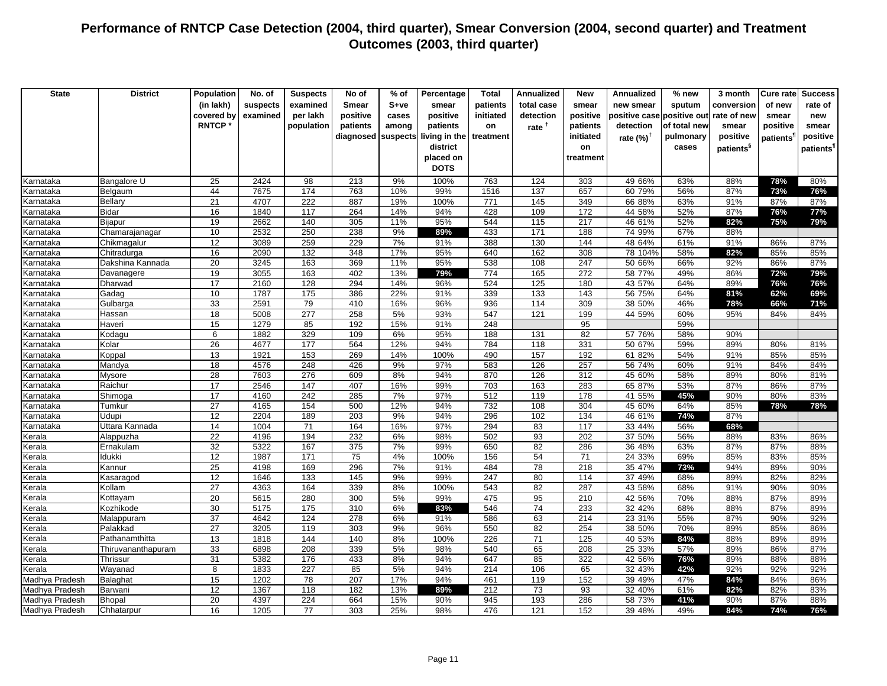# Performance of RNTCP Case Detection (2004, third quarter), Smear Conversion (2004, second quarter) and Treatment Outcomes (2003, third quarter)

| State | District | Population (in lakh) covered by RNTCP * | No. of suspects examined | Suspects examined per lakh population | No of Smear positive patients diagnosed | % of S+ve cases among suspects | Percentage smear positive patients living in the district placed on DOTS | Total patients initiated on treatment | Annualized total case detection rate † | New smear positive patients initiated on treatment | Annualized new smear positive case detection rate (%)† | % new positive out of total new pulmonary cases | 3 month conversion rate of new smear positive patients§ | Cure rate of new smear positive patients¶ | Success rate of new smear positive patients¶ |
|---|---|---|---|---|---|---|---|---|---|---|---|---|---|---|---|
| Karnataka | Bangalore U | 25 | 2424 | 98 | 213 | 9% | 100% | 763 | 124 | 303 | 49 66% | 63% | 88% | 78% | 80% |
| Karnataka | Belgaum | 44 | 7675 | 174 | 763 | 10% | 99% | 1516 | 137 | 657 | 60 79% | 56% | 87% | 73% | 76% |
| Karnataka | Bellary | 21 | 4707 | 222 | 887 | 19% | 100% | 771 | 145 | 349 | 66 88% | 63% | 91% | 87% | 87% |
| Karnataka | Bidar | 16 | 1840 | 117 | 264 | 14% | 94% | 428 | 109 | 172 | 44 58% | 52% | 87% | 76% | 77% |
| Karnataka | Bijapur | 19 | 2662 | 140 | 305 | 11% | 95% | 544 | 115 | 217 | 46 61% | 52% | 82% | 75% | 79% |
| Karnataka | Chamarajanagar | 10 | 2532 | 250 | 238 | 9% | 89% | 433 | 171 | 188 | 74 99% | 67% | 88% | | |
| Karnataka | Chikmagalur | 12 | 3089 | 259 | 229 | 7% | 91% | 388 | 130 | 144 | 48 64% | 61% | 91% | 86% | 87% |
| Karnataka | Chitradurga | 16 | 2090 | 132 | 348 | 17% | 95% | 640 | 162 | 308 | 78 104% | 58% | 82% | 85% | 85% |
| Karnataka | Dakshina Kannada | 20 | 3245 | 163 | 369 | 11% | 95% | 538 | 108 | 247 | 50 66% | 66% | 92% | 86% | 87% |
| Karnataka | Davanagere | 19 | 3055 | 163 | 402 | 13% | 79% | 774 | 165 | 272 | 58 77% | 49% | 86% | 72% | 79% |
| Karnataka | Dharwad | 17 | 2160 | 128 | 294 | 14% | 96% | 524 | 125 | 180 | 43 57% | 64% | 89% | 76% | 76% |
| Karnataka | Gadag | 10 | 1787 | 175 | 386 | 22% | 91% | 339 | 133 | 143 | 56 75% | 64% | 81% | 62% | 69% |
| Karnataka | Gulbarga | 33 | 2591 | 79 | 410 | 16% | 96% | 936 | 114 | 309 | 38 50% | 46% | 78% | 66% | 71% |
| Karnataka | Hassan | 18 | 5008 | 277 | 258 | 5% | 93% | 547 | 121 | 199 | 44 59% | 60% | 95% | 84% | 84% |
| Karnataka | Haveri | 15 | 1279 | 85 | 192 | 15% | 91% | 248 | | 95 | | 59% | | | |
| Karnataka | Kodagu | 6 | 1882 | 329 | 109 | 6% | 95% | 188 | 131 | 82 | 57 76% | 58% | 90% | | |
| Karnataka | Kolar | 26 | 4677 | 177 | 564 | 12% | 94% | 784 | 118 | 331 | 50 67% | 59% | 89% | 80% | 81% |
| Karnataka | Koppal | 13 | 1921 | 153 | 269 | 14% | 100% | 490 | 157 | 192 | 61 82% | 54% | 91% | 85% | 85% |
| Karnataka | Mandya | 18 | 4576 | 248 | 426 | 9% | 97% | 583 | 126 | 257 | 56 74% | 60% | 91% | 84% | 84% |
| Karnataka | Mysore | 28 | 7603 | 276 | 609 | 8% | 94% | 870 | 126 | 312 | 45 60% | 58% | 89% | 80% | 81% |
| Karnataka | Raichur | 17 | 2546 | 147 | 407 | 16% | 99% | 703 | 163 | 283 | 65 87% | 53% | 87% | 86% | 87% |
| Karnataka | Shimoga | 17 | 4160 | 242 | 285 | 7% | 97% | 512 | 119 | 178 | 41 55% | 45% | 90% | 80% | 83% |
| Karnataka | Tumkur | 27 | 4165 | 154 | 500 | 12% | 94% | 732 | 108 | 304 | 45 60% | 64% | 85% | 78% | 78% |
| Karnataka | Udupi | 12 | 2204 | 189 | 203 | 9% | 94% | 296 | 102 | 134 | 46 61% | 74% | 87% | | |
| Karnataka | Uttara Kannada | 14 | 1004 | 71 | 164 | 16% | 97% | 294 | 83 | 117 | 33 44% | 56% | 68% | | |
| Kerala | Alappuzha | 22 | 4196 | 194 | 232 | 6% | 98% | 502 | 93 | 202 | 37 50% | 56% | 88% | 83% | 86% |
| Kerala | Ernakulam | 32 | 5322 | 167 | 375 | 7% | 99% | 650 | 82 | 286 | 36 48% | 63% | 87% | 87% | 88% |
| Kerala | Idukki | 12 | 1987 | 171 | 75 | 4% | 100% | 156 | 54 | 71 | 24 33% | 69% | 85% | 83% | 85% |
| Kerala | Kannur | 25 | 4198 | 169 | 296 | 7% | 91% | 484 | 78 | 218 | 35 47% | 73% | 94% | 89% | 90% |
| Kerala | Kasaragod | 12 | 1646 | 133 | 145 | 9% | 99% | 247 | 80 | 114 | 37 49% | 68% | 89% | 82% | 82% |
| Kerala | Kollam | 27 | 4363 | 164 | 339 | 8% | 100% | 543 | 82 | 287 | 43 58% | 68% | 91% | 90% | 90% |
| Kerala | Kottayam | 20 | 5615 | 280 | 300 | 5% | 99% | 475 | 95 | 210 | 42 56% | 70% | 88% | 87% | 89% |
| Kerala | Kozhikode | 30 | 5175 | 175 | 310 | 6% | 83% | 546 | 74 | 233 | 32 42% | 68% | 88% | 87% | 89% |
| Kerala | Malappuram | 37 | 4642 | 124 | 278 | 6% | 91% | 586 | 63 | 214 | 23 31% | 55% | 87% | 90% | 92% |
| Kerala | Palakkad | 27 | 3205 | 119 | 303 | 9% | 96% | 550 | 82 | 254 | 38 50% | 70% | 89% | 85% | 86% |
| Kerala | Pathanamthitta | 13 | 1818 | 144 | 140 | 8% | 100% | 226 | 71 | 125 | 40 53% | 84% | 88% | 89% | 89% |
| Kerala | Thiruvananthapuram | 33 | 6898 | 208 | 339 | 5% | 98% | 540 | 65 | 208 | 25 33% | 57% | 89% | 86% | 87% |
| Kerala | Thrissur | 31 | 5382 | 176 | 433 | 8% | 94% | 647 | 85 | 322 | 42 56% | 76% | 89% | 88% | 88% |
| Kerala | Wayanad | 8 | 1833 | 227 | 85 | 5% | 94% | 214 | 106 | 65 | 32 43% | 42% | 92% | 92% | 92% |
| Madhya Pradesh | Balaghat | 15 | 1202 | 78 | 207 | 17% | 94% | 461 | 119 | 152 | 39 49% | 47% | 84% | 84% | 86% |
| Madhya Pradesh | Barwani | 12 | 1367 | 118 | 182 | 13% | 89% | 212 | 73 | 93 | 32 40% | 61% | 82% | 82% | 83% |
| Madhya Pradesh | Bhopal | 20 | 4397 | 224 | 664 | 15% | 90% | 945 | 193 | 286 | 58 73% | 41% | 90% | 87% | 88% |
| Madhya Pradesh | Chhatarpur | 16 | 1205 | 77 | 303 | 25% | 98% | 476 | 121 | 152 | 39 48% | 49% | 84% | 74% | 76% |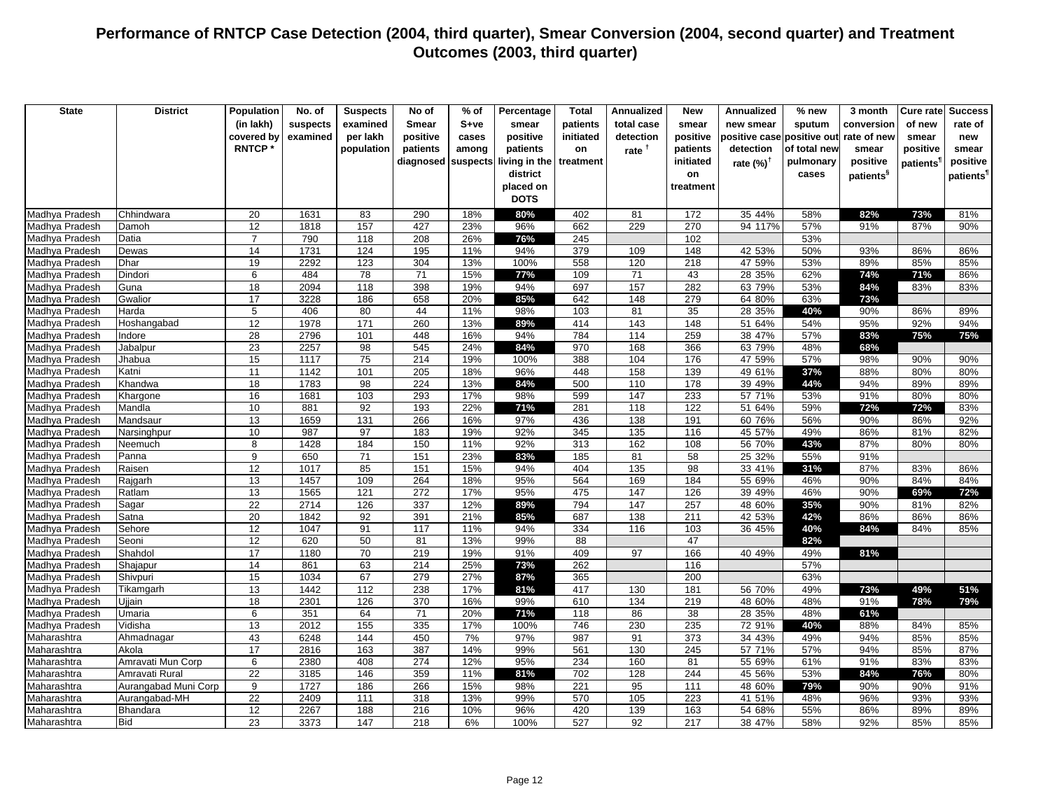# Performance of RNTCP Case Detection (2004, third quarter), Smear Conversion (2004, second quarter) and Treatment Outcomes (2003, third quarter)

| State | District | Population (in lakh) covered by RNTCP * | No. of suspects examined | Suspects examined per lakh population | No of Smear positive patients diagnosed | % of S+ve cases among suspects | Percentage smear positive patients living in the district placed on DOTS | Total patients initiated on treatment | Annualized total case detection rate † | New smear positive patients initiated on treatment | Annualized new smear positive case detection rate (%)† | % new smear positive out of total new pulmonary cases | 3 month conversion rate of new smear positive patients§ | Cure rate of new smear positive patients¶ | Success rate of new smear positive patients¶ |
|---|---|---|---|---|---|---|---|---|---|---|---|---|---|---|---|
| Madhya Pradesh | Chhindwara | 20 | 1631 | 83 | 290 | 18% | **80%** | 402 | 81 | 172 | 35 44% | 58% | **82%** | **73%** | 81% |
| Madhya Pradesh | Damoh | 12 | 1818 | 157 | 427 | 23% | 96% | 662 | 229 | 270 | 94 117% | 57% | 91% | 87% | 90% |
| Madhya Pradesh | Datia | 7 | 790 | 118 | 208 | 26% | **76%** | 245 | | 102 | | 53% | | | |
| Madhya Pradesh | Dewas | 14 | 1731 | 124 | 195 | 11% | 94% | 379 | 109 | 148 | 42 53% | 50% | 93% | 86% | 86% |
| Madhya Pradesh | Dhar | 19 | 2292 | 123 | 304 | 13% | 100% | 558 | 120 | 218 | 47 59% | 53% | 89% | 85% | 85% |
| Madhya Pradesh | Dindori | 6 | 484 | 78 | 71 | 15% | **77%** | 109 | 71 | 43 | 28 35% | 62% | **74%** | **71%** | 86% |
| Madhya Pradesh | Guna | 18 | 2094 | 118 | 398 | 19% | 94% | 697 | 157 | 282 | 63 79% | 53% | **84%** | 83% | 83% |
| Madhya Pradesh | Gwalior | 17 | 3228 | 186 | 658 | 20% | **85%** | 642 | 148 | 279 | 64 80% | 63% | **73%** | | |
| Madhya Pradesh | Harda | 5 | 406 | 80 | 44 | 11% | 98% | 103 | 81 | 35 | 28 35% | **40%** | 90% | 86% | 89% |
| Madhya Pradesh | Hoshangabad | 12 | 1978 | 171 | 260 | 13% | **89%** | 414 | 143 | 148 | 51 64% | 54% | 95% | 92% | 94% |
| Madhya Pradesh | Indore | 28 | 2796 | 101 | 448 | 16% | 94% | 784 | 114 | 259 | 38 47% | 57% | **83%** | **75%** | **75%** |
| Madhya Pradesh | Jabalpur | 23 | 2257 | 98 | 545 | 24% | **84%** | 970 | 168 | 366 | 63 79% | 48% | **68%** | | |
| Madhya Pradesh | Jhabua | 15 | 1117 | 75 | 214 | 19% | 100% | 388 | 104 | 176 | 47 59% | 57% | 98% | 90% | 90% |
| Madhya Pradesh | Katni | 11 | 1142 | 101 | 205 | 18% | 96% | 448 | 158 | 139 | 49 61% | **37%** | 88% | 80% | 80% |
| Madhya Pradesh | Khandwa | 18 | 1783 | 98 | 224 | 13% | **84%** | 500 | 110 | 178 | 39 49% | **44%** | 94% | 89% | 89% |
| Madhya Pradesh | Khargone | 16 | 1681 | 103 | 293 | 17% | 98% | 599 | 147 | 233 | 57 71% | 53% | 91% | 80% | 80% |
| Madhya Pradesh | Mandla | 10 | 881 | 92 | 193 | 22% | **71%** | 281 | 118 | 122 | 51 64% | 59% | **72%** | **72%** | 83% |
| Madhya Pradesh | Mandsaur | 13 | 1659 | 131 | 266 | 16% | 97% | 436 | 138 | 191 | 60 76% | 56% | 90% | 86% | 92% |
| Madhya Pradesh | Narsinghpur | 10 | 987 | 97 | 183 | 19% | 92% | 345 | 135 | 116 | 45 57% | 49% | 86% | 81% | 82% |
| Madhya Pradesh | Neemuch | 8 | 1428 | 184 | 150 | 11% | 92% | 313 | 162 | 108 | 56 70% | **43%** | 87% | 80% | 80% |
| Madhya Pradesh | Panna | 9 | 650 | 71 | 151 | 23% | **83%** | 185 | 81 | 58 | 25 32% | 55% | 91% | | |
| Madhya Pradesh | Raisen | 12 | 1017 | 85 | 151 | 15% | 94% | 404 | 135 | 98 | 33 41% | **31%** | 87% | 83% | 86% |
| Madhya Pradesh | Rajgarh | 13 | 1457 | 109 | 264 | 18% | 95% | 564 | 169 | 184 | 55 69% | 46% | 90% | 84% | 84% |
| Madhya Pradesh | Ratlam | 13 | 1565 | 121 | 272 | 17% | 95% | 475 | 147 | 126 | 39 49% | 46% | 90% | **69%** | **72%** |
| Madhya Pradesh | Sagar | 22 | 2714 | 126 | 337 | 12% | **89%** | 794 | 147 | 257 | 48 60% | **35%** | 90% | 81% | 82% |
| Madhya Pradesh | Satna | 20 | 1842 | 92 | 391 | 21% | **85%** | 687 | 138 | 211 | 42 53% | **42%** | 86% | 86% | 86% |
| Madhya Pradesh | Sehore | 12 | 1047 | 91 | 117 | 11% | 94% | 334 | 116 | 103 | 36 45% | **40%** | **84%** | 84% | 85% |
| Madhya Pradesh | Seoni | 12 | 620 | 50 | 81 | 13% | 99% | 88 | | 47 | | **82%** | | | |
| Madhya Pradesh | Shahdol | 17 | 1180 | 70 | 219 | 19% | 91% | 409 | 97 | 166 | 40 49% | 49% | **81%** | | |
| Madhya Pradesh | Shajapur | 14 | 861 | 63 | 214 | 25% | **73%** | 262 | | 116 | | 57% | | | |
| Madhya Pradesh | Shivpuri | 15 | 1034 | 67 | 279 | 27% | **87%** | 365 | | 200 | | 63% | | | |
| Madhya Pradesh | Tikamgarh | 13 | 1442 | 112 | 238 | 17% | **81%** | 417 | 130 | 181 | 56 70% | 49% | **73%** | **49%** | **51%** |
| Madhya Pradesh | Ujjain | 18 | 2301 | 126 | 370 | 16% | 99% | 610 | 134 | 219 | 48 60% | 48% | 91% | **78%** | **79%** |
| Madhya Pradesh | Umaria | 6 | 351 | 64 | 71 | 20% | **71%** | 118 | 86 | 38 | 28 35% | 48% | **61%** | | |
| Madhya Pradesh | Vidisha | 13 | 2012 | 155 | 335 | 17% | 100% | 746 | 230 | 235 | 72 91% | **40%** | 88% | 84% | 85% |
| Maharashtra | Ahmadnagar | 43 | 6248 | 144 | 450 | 7% | 97% | 987 | 91 | 373 | 34 43% | 49% | 94% | 85% | 85% |
| Maharashtra | Akola | 17 | 2816 | 163 | 387 | 14% | 99% | 561 | 130 | 245 | 57 71% | 57% | 94% | 85% | 87% |
| Maharashtra | Amravati Mun Corp | 6 | 2380 | 408 | 274 | 12% | 95% | 234 | 160 | 81 | 55 69% | 61% | 91% | 83% | 83% |
| Maharashtra | Amravati Rural | 22 | 3185 | 146 | 359 | 11% | **81%** | 702 | 128 | 244 | 45 56% | 53% | **84%** | **76%** | 80% |
| Maharashtra | Aurangabad Muni Corp | 9 | 1727 | 186 | 266 | 15% | 98% | 221 | 95 | 111 | 48 60% | **79%** | 90% | 90% | 91% |
| Maharashtra | Aurangabad-MH | 22 | 2409 | 111 | 318 | 13% | 99% | 570 | 105 | 223 | 41 51% | 48% | 96% | 93% | 93% |
| Maharashtra | Bhandara | 12 | 2267 | 188 | 216 | 10% | 96% | 420 | 139 | 163 | 54 68% | 55% | 86% | 89% | 89% |
| Maharashtra | Bid | 23 | 3373 | 147 | 218 | 6% | 100% | 527 | 92 | 217 | 38 47% | 58% | 92% | 85% | 85% |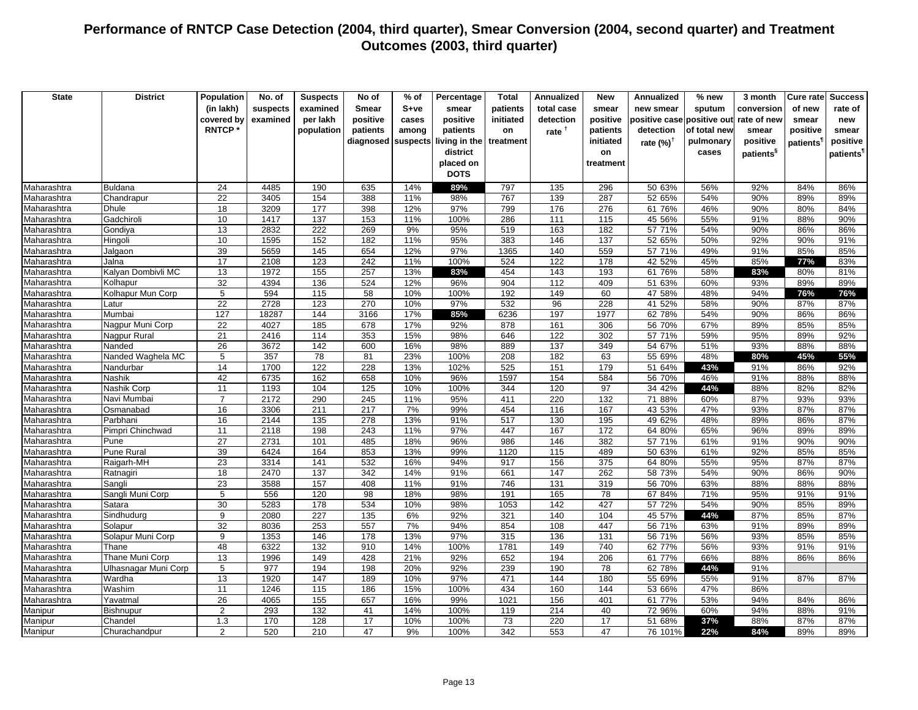# Performance of RNTCP Case Detection (2004, third quarter), Smear Conversion (2004, second quarter) and Treatment Outcomes (2003, third quarter)

| State | District | Population (in lakh) covered by RNTCP * | No. of suspects examined | Suspects examined per lakh population | No of Smear positive patients diagnosed | % of S+ve cases among suspects | Percentage smear positive patients living in the district placed on DOTS | Total patients initiated on treatment | Annualized total case detection rate † | New smear positive patients initiated on treatment | Annualized new smear positive case detection rate (%)† | % new smear positive out of total new pulmonary cases | 3 month conversion rate of new smear positive patients§ | Cure rate of new smear positive patients¶ | Success rate of new smear positive patients¶ |
|---|---|---|---|---|---|---|---|---|---|---|---|---|---|---|---|
| Maharashtra | Buldana | 24 | 4485 | 190 | 635 | 14% | **89%** | 797 | 135 | 296 | 50 63% | 56% | 92% | 84% | 86% |
| Maharashtra | Chandrapur | 22 | 3405 | 154 | 388 | 11% | 98% | 767 | 139 | 287 | 52 65% | 54% | 90% | 89% | 89% |
| Maharashtra | Dhule | 18 | 3209 | 177 | 398 | 12% | 97% | 799 | 176 | 276 | 61 76% | 46% | 90% | 80% | 84% |
| Maharashtra | Gadchiroli | 10 | 1417 | 137 | 153 | 11% | 100% | 286 | 111 | 115 | 45 56% | 55% | 91% | 88% | 90% |
| Maharashtra | Gondiya | 13 | 2832 | 222 | 269 | 9% | 95% | 519 | 163 | 182 | 57 71% | 54% | 90% | 86% | 86% |
| Maharashtra | Hingoli | 10 | 1595 | 152 | 182 | 11% | 95% | 383 | 146 | 137 | 52 65% | 50% | 92% | 90% | 91% |
| Maharashtra | Jalgaon | 39 | 5659 | 145 | 654 | 12% | 97% | 1365 | 140 | 559 | 57 71% | 49% | 91% | 85% | 85% |
| Maharashtra | Jalna | 17 | 2108 | 123 | 242 | 11% | 100% | 524 | 122 | 178 | 42 52% | 45% | 85% | **77%** | 83% |
| Maharashtra | Kalyan Dombivli MC | 13 | 1972 | 155 | 257 | 13% | **83%** | 454 | 143 | 193 | 61 76% | 58% | **83%** | 80% | 81% |
| Maharashtra | Kolhapur | 32 | 4394 | 136 | 524 | 12% | 96% | 904 | 112 | 409 | 51 63% | 60% | 93% | 89% | 89% |
| Maharashtra | Kolhapur Mun Corp | 5 | 594 | 115 | 58 | 10% | 100% | 192 | 149 | 60 | 47 58% | 48% | 94% | **76%** | **76%** |
| Maharashtra | Latur | 22 | 2728 | 123 | 270 | 10% | 97% | 532 | 96 | 228 | 41 52% | 58% | 90% | 87% | 87% |
| Maharashtra | Mumbai | 127 | 18287 | 144 | 3166 | 17% | **85%** | 6236 | 197 | 1977 | 62 78% | 54% | 90% | 86% | 86% |
| Maharashtra | Nagpur Muni Corp | 22 | 4027 | 185 | 678 | 17% | 92% | 878 | 161 | 306 | 56 70% | 67% | 89% | 85% | 85% |
| Maharashtra | Nagpur Rural | 21 | 2416 | 114 | 353 | 15% | 98% | 646 | 122 | 302 | 57 71% | 59% | 95% | 89% | 92% |
| Maharashtra | Nanded | 26 | 3672 | 142 | 600 | 16% | 98% | 889 | 137 | 349 | 54 67% | 51% | 93% | 88% | 88% |
| Maharashtra | Nanded Waghela MC | 5 | 357 | 78 | 81 | 23% | 100% | 208 | 182 | 63 | 55 69% | 48% | **80%** | **45%** | **55%** |
| Maharashtra | Nandurbar | 14 | 1700 | 122 | 228 | 13% | 102% | 525 | 151 | 179 | 51 64% | **43%** | 91% | 86% | 92% |
| Maharashtra | Nashik | 42 | 6735 | 162 | 658 | 10% | 96% | 1597 | 154 | 584 | 56 70% | 46% | 91% | 88% | 88% |
| Maharashtra | Nashik Corp | 11 | 1193 | 104 | 125 | 10% | 100% | 344 | 120 | 97 | 34 42% | **44%** | 88% | 82% | 82% |
| Maharashtra | Navi Mumbai | 7 | 2172 | 290 | 245 | 11% | 95% | 411 | 220 | 132 | 71 88% | 60% | 87% | 93% | 93% |
| Maharashtra | Osmanabad | 16 | 3306 | 211 | 217 | 7% | 99% | 454 | 116 | 167 | 43 53% | 47% | 93% | 87% | 87% |
| Maharashtra | Parbhani | 16 | 2144 | 135 | 278 | 13% | 91% | 517 | 130 | 195 | 49 62% | 48% | 89% | 86% | 87% |
| Maharashtra | Pimpri Chinchwad | 11 | 2118 | 198 | 243 | 11% | 97% | 447 | 167 | 172 | 64 80% | 65% | 96% | 89% | 89% |
| Maharashtra | Pune | 27 | 2731 | 101 | 485 | 18% | 96% | 986 | 146 | 382 | 57 71% | 61% | 91% | 90% | 90% |
| Maharashtra | Pune Rural | 39 | 6424 | 164 | 853 | 13% | 99% | 1120 | 115 | 489 | 50 63% | 61% | 92% | 85% | 85% |
| Maharashtra | Raigarh-MH | 23 | 3314 | 141 | 532 | 16% | 94% | 917 | 156 | 375 | 64 80% | 55% | 95% | 87% | 87% |
| Maharashtra | Ratnagiri | 18 | 2470 | 137 | 342 | 14% | 91% | 661 | 147 | 262 | 58 73% | 54% | 90% | 86% | 90% |
| Maharashtra | Sangli | 23 | 3588 | 157 | 408 | 11% | 91% | 746 | 131 | 319 | 56 70% | 63% | 88% | 88% | 88% |
| Maharashtra | Sangli Muni Corp | 5 | 556 | 120 | 98 | 18% | 98% | 191 | 165 | 78 | 67 84% | 71% | 95% | 91% | 91% |
| Maharashtra | Satara | 30 | 5283 | 178 | 534 | 10% | 98% | 1053 | 142 | 427 | 57 72% | 54% | 90% | 85% | 89% |
| Maharashtra | Sindhudurg | 9 | 2080 | 227 | 135 | 6% | 92% | 321 | 140 | 104 | 45 57% | **44%** | 87% | 85% | 87% |
| Maharashtra | Solapur | 32 | 8036 | 253 | 557 | 7% | 94% | 854 | 108 | 447 | 56 71% | 63% | 91% | 89% | 89% |
| Maharashtra | Solapur Muni Corp | 9 | 1353 | 146 | 178 | 13% | 97% | 315 | 136 | 131 | 56 71% | 56% | 93% | 85% | 85% |
| Maharashtra | Thane | 48 | 6322 | 132 | 910 | 14% | 100% | 1781 | 149 | 740 | 62 77% | 56% | 93% | 91% | 91% |
| Maharashtra | Thane Muni Corp | 13 | 1996 | 149 | 428 | 21% | 92% | 652 | 194 | 206 | 61 77% | 66% | 88% | 86% | 86% |
| Maharashtra | Ulhasnagar Muni Corp | 5 | 977 | 194 | 198 | 20% | 92% | 239 | 190 | 78 | 62 78% | **44%** | 91% | | |
| Maharashtra | Wardha | 13 | 1920 | 147 | 189 | 10% | 97% | 471 | 144 | 180 | 55 69% | 55% | 91% | 87% | 87% |
| Maharashtra | Washim | 11 | 1246 | 115 | 186 | 15% | 100% | 434 | 160 | 144 | 53 66% | 47% | 86% | | |
| Maharashtra | Yavatmal | 26 | 4065 | 155 | 657 | 16% | 99% | 1021 | 156 | 401 | 61 77% | 53% | 94% | 84% | 86% |
| Manipur | Bishnupur | 2 | 293 | 132 | 41 | 14% | 100% | 119 | 214 | 40 | 72 96% | 60% | 94% | 88% | 91% |
| Manipur | Chandel | 1.3 | 170 | 128 | 17 | 10% | 100% | 73 | 220 | 17 | 51 68% | **37%** | 88% | 87% | 87% |
| Manipur | Churachandpur | 2 | 520 | 210 | 47 | 9% | 100% | 342 | 553 | 47 | 76 101% | **22%** | **84%** | 89% | 89% |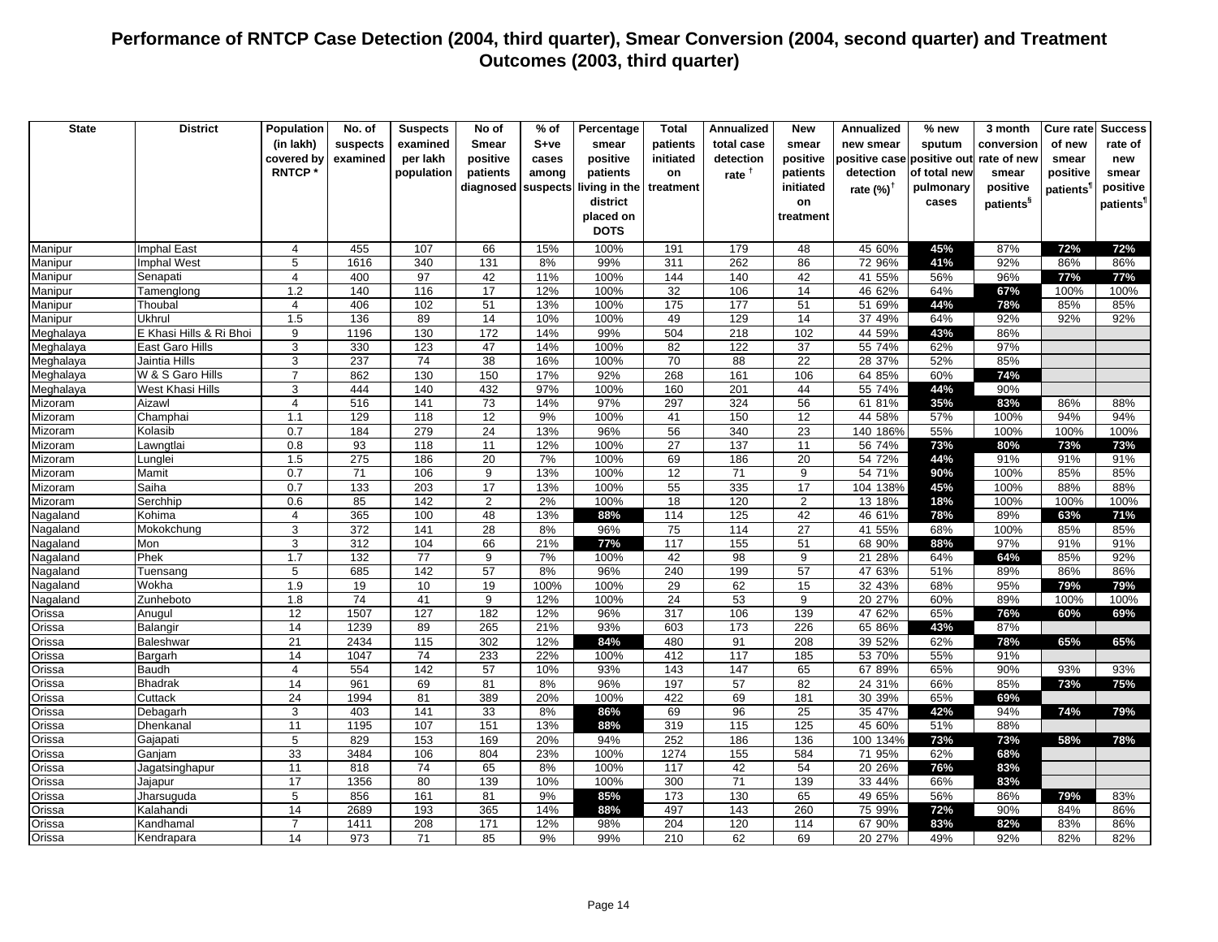# Performance of RNTCP Case Detection (2004, third quarter), Smear Conversion (2004, second quarter) and Treatment Outcomes (2003, third quarter)

| State | District | Population (in lakh) covered by RNTCP * | No. of suspects examined | Suspects examined per lakh population | No of Smear positive patients diagnosed | % of S+ve cases among suspects | Percentage smear positive patients living in the district placed on DOTS | Total patients initiated on treatment | Annualized total case detection rate † | New smear positive patients initiated on treatment | Annualized new smear positive case detection rate (%)† | % new sputum positive out of total new pulmonary cases | 3 month conversion rate of new smear positive patients§ | Cure rate of new smear positive patients¶ | Success rate of new smear positive patients¶ |
|---|---|---|---|---|---|---|---|---|---|---|---|---|---|---|---|
| Manipur | Imphal East | 4 | 455 | 107 | 66 | 15% | 100% | 191 | 179 | 48 | 45 60% | 45% | 87% | 72% | 72% |
| Manipur | Imphal West | 5 | 1616 | 340 | 131 | 8% | 99% | 311 | 262 | 86 | 72 96% | 41% | 92% | 86% | 86% |
| Manipur | Senapati | 4 | 400 | 97 | 42 | 11% | 100% | 144 | 140 | 42 | 41 55% | 56% | 96% | 77% | 77% |
| Manipur | Tamenglong | 1.2 | 140 | 116 | 17 | 12% | 100% | 32 | 106 | 14 | 46 62% | 64% | 67% | 100% | 100% |
| Manipur | Thoubal | 4 | 406 | 102 | 51 | 13% | 100% | 175 | 177 | 51 | 51 69% | 44% | 78% | 85% | 85% |
| Manipur | Ukhrul | 1.5 | 136 | 89 | 14 | 10% | 100% | 49 | 129 | 14 | 37 49% | 64% | 92% | 92% | 92% |
| Meghalaya | E Khasi Hills & Ri Bhoi | 9 | 1196 | 130 | 172 | 14% | 99% | 504 | 218 | 102 | 44 59% | 43% | 86% | | |
| Meghalaya | East Garo Hills | 3 | 330 | 123 | 47 | 14% | 100% | 82 | 122 | 37 | 55 74% | 62% | 97% | | |
| Meghalaya | Jaintia Hills | 3 | 237 | 74 | 38 | 16% | 100% | 70 | 88 | 22 | 28 37% | 52% | 85% | | |
| Meghalaya | W & S Garo Hills | 7 | 862 | 130 | 150 | 17% | 92% | 268 | 161 | 106 | 64 85% | 60% | 74% | | |
| Meghalaya | West Khasi Hills | 3 | 444 | 140 | 432 | 97% | 100% | 160 | 201 | 44 | 55 74% | 44% | 90% | | |
| Mizoram | Aizawl | 4 | 516 | 141 | 73 | 14% | 97% | 297 | 324 | 56 | 61 81% | 35% | 83% | 86% | 88% |
| Mizoram | Champhai | 1.1 | 129 | 118 | 12 | 9% | 100% | 41 | 150 | 12 | 44 58% | 57% | 100% | 94% | 94% |
| Mizoram | Kolasib | 0.7 | 184 | 279 | 24 | 13% | 96% | 56 | 340 | 23 | 140 186% | 55% | 100% | 100% | 100% |
| Mizoram | Lawngtlai | 0.8 | 93 | 118 | 11 | 12% | 100% | 27 | 137 | 11 | 56 74% | 73% | 80% | 73% | 73% |
| Mizoram | Lunglei | 1.5 | 275 | 186 | 20 | 7% | 100% | 69 | 186 | 20 | 54 72% | 44% | 91% | 91% | 91% |
| Mizoram | Mamit | 0.7 | 71 | 106 | 9 | 13% | 100% | 12 | 71 | 9 | 54 71% | 90% | 100% | 85% | 85% |
| Mizoram | Saiha | 0.7 | 133 | 203 | 17 | 13% | 100% | 55 | 335 | 17 | 104 138% | 45% | 100% | 88% | 88% |
| Mizoram | Serchhip | 0.6 | 85 | 142 | 2 | 2% | 100% | 18 | 120 | 2 | 13 18% | 18% | 100% | 100% | 100% |
| Nagaland | Kohima | 4 | 365 | 100 | 48 | 13% | 88% | 114 | 125 | 42 | 46 61% | 78% | 89% | 63% | 71% |
| Nagaland | Mokokchung | 3 | 372 | 141 | 28 | 8% | 96% | 75 | 114 | 27 | 41 55% | 68% | 100% | 85% | 85% |
| Nagaland | Mon | 3 | 312 | 104 | 66 | 21% | 77% | 117 | 155 | 51 | 68 90% | 88% | 97% | 91% | 91% |
| Nagaland | Phek | 1.7 | 132 | 77 | 9 | 7% | 100% | 42 | 98 | 9 | 21 28% | 64% | 64% | 85% | 92% |
| Nagaland | Tuensang | 5 | 685 | 142 | 57 | 8% | 96% | 240 | 199 | 57 | 47 63% | 51% | 89% | 86% | 86% |
| Nagaland | Wokha | 1.9 | 19 | 10 | 19 | 100% | 100% | 29 | 62 | 15 | 32 43% | 68% | 95% | 79% | 79% |
| Nagaland | Zunheboto | 1.8 | 74 | 41 | 9 | 12% | 100% | 24 | 53 | 9 | 20 27% | 60% | 89% | 100% | 100% |
| Orissa | Anugul | 12 | 1507 | 127 | 182 | 12% | 96% | 317 | 106 | 139 | 47 62% | 65% | 76% | 60% | 69% |
| Orissa | Balangir | 14 | 1239 | 89 | 265 | 21% | 93% | 603 | 173 | 226 | 65 86% | 43% | 87% | | |
| Orissa | Baleshwar | 21 | 2434 | 115 | 302 | 12% | 84% | 480 | 91 | 208 | 39 52% | 62% | 78% | 65% | 65% |
| Orissa | Bargarh | 14 | 1047 | 74 | 233 | 22% | 100% | 412 | 117 | 185 | 53 70% | 55% | 91% | | |
| Orissa | Baudh | 4 | 554 | 142 | 57 | 10% | 93% | 143 | 147 | 65 | 67 89% | 65% | 90% | 93% | 93% |
| Orissa | Bhadrak | 14 | 961 | 69 | 81 | 8% | 96% | 197 | 57 | 82 | 24 31% | 66% | 85% | 73% | 75% |
| Orissa | Cuttack | 24 | 1994 | 81 | 389 | 20% | 100% | 422 | 69 | 181 | 30 39% | 65% | 69% | | |
| Orissa | Debagarh | 3 | 403 | 141 | 33 | 8% | 86% | 69 | 96 | 25 | 35 47% | 42% | 94% | 74% | 79% |
| Orissa | Dhenkanal | 11 | 1195 | 107 | 151 | 13% | 88% | 319 | 115 | 125 | 45 60% | 51% | 88% | | |
| Orissa | Gajapati | 5 | 829 | 153 | 169 | 20% | 94% | 252 | 186 | 136 | 100 134% | 73% | 73% | 58% | 78% |
| Orissa | Ganjam | 33 | 3484 | 106 | 804 | 23% | 100% | 1274 | 155 | 584 | 71 95% | 62% | 68% | | |
| Orissa | Jagatsinghapur | 11 | 818 | 74 | 65 | 8% | 100% | 117 | 42 | 54 | 20 26% | 76% | 83% | | |
| Orissa | Jajapur | 17 | 1356 | 80 | 139 | 10% | 100% | 300 | 71 | 139 | 33 44% | 66% | 83% | | |
| Orissa | Jharsuguda | 5 | 856 | 161 | 81 | 9% | 85% | 173 | 130 | 65 | 49 65% | 56% | 86% | 79% | 83% |
| Orissa | Kalahandi | 14 | 2689 | 193 | 365 | 14% | 88% | 497 | 143 | 260 | 75 99% | 72% | 90% | 84% | 86% |
| Orissa | Kandhamal | 7 | 1411 | 208 | 171 | 12% | 98% | 204 | 120 | 114 | 67 90% | 83% | 82% | 83% | 86% |
| Orissa | Kendrapara | 14 | 973 | 71 | 85 | 9% | 99% | 210 | 62 | 69 | 20 27% | 49% | 92% | 82% | 82% |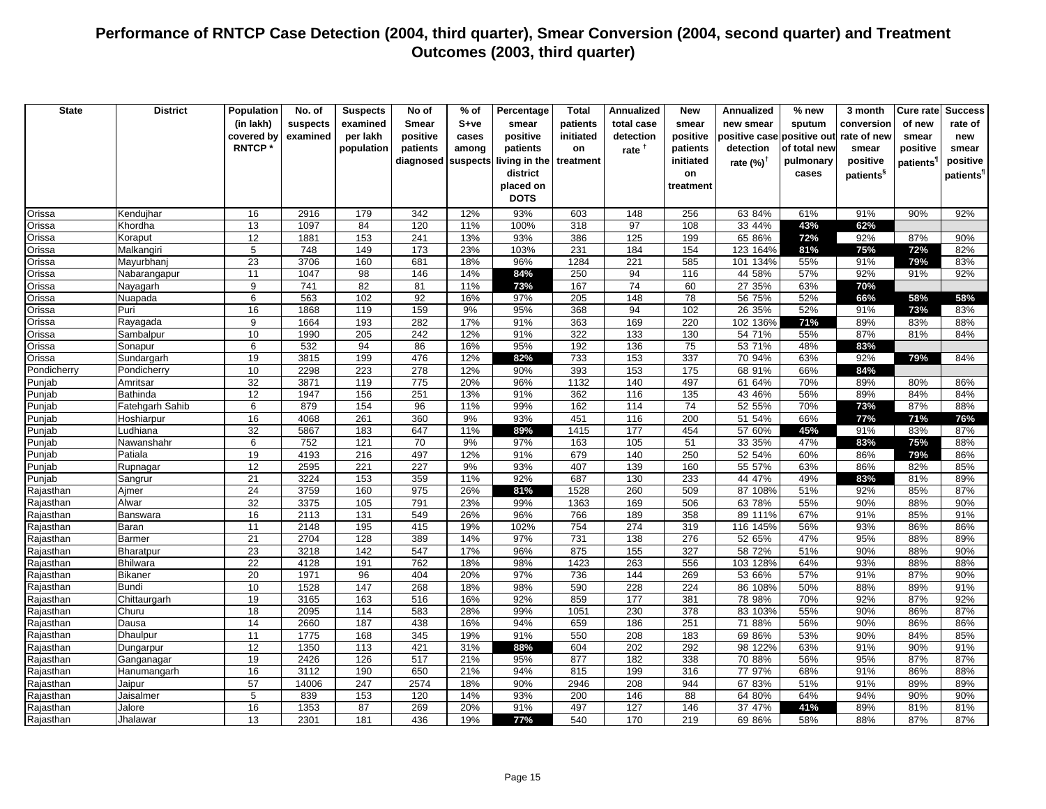# Performance of RNTCP Case Detection (2004, third quarter), Smear Conversion (2004, second quarter) and Treatment Outcomes (2003, third quarter)

| State | District | Population (in lakh) covered by RNTCP * | No. of suspects examined | Suspects examined per lakh population | No of Smear positive patients diagnosed | % of S+ve cases among suspects | Percentage smear positive patients living in the district placed on DOTS | Total patients initiated on treatment | Annualized total case detection rate † | New smear positive patients initiated on treatment | Annualized new smear positive case detection rate (%)† | | % new sputum positive out of total new pulmonary cases | 3 month conversion rate of new smear positive patients§ | Cure rate of new smear positive patients¶ | Success rate of new smear positive patients¶ |
|---|---|---|---|---|---|---|---|---|---|---|---|---|---|---|---|---|
| Orissa | Kendujhar | 16 | 2916 | 179 | 342 | 12% | 93% | 603 | 148 | 256 | 63 | 84% | 61% | 91% | 90% | 92% |
| Orissa | Khordha | 13 | 1097 | 84 | 120 | 11% | 100% | 318 | 97 | 108 | 33 | 44% | 43% | 62% | | |
| Orissa | Koraput | 12 | 1881 | 153 | 241 | 13% | 93% | 386 | 125 | 199 | 65 | 86% | 72% | 92% | 87% | 90% |
| Orissa | Malkangiri | 5 | 748 | 149 | 173 | 23% | 103% | 231 | 184 | 154 | 123 | 164% | 81% | 75% | 72% | 82% |
| Orissa | Mayurbhanj | 23 | 3706 | 160 | 681 | 18% | 96% | 1284 | 221 | 585 | 101 | 134% | 55% | 91% | 79% | 83% |
| Orissa | Nabarangapur | 11 | 1047 | 98 | 146 | 14% | 84% | 250 | 94 | 116 | 44 | 58% | 57% | 92% | 91% | 92% |
| Orissa | Nayagarh | 9 | 741 | 82 | 81 | 11% | 73% | 167 | 74 | 60 | 27 | 35% | 63% | 70% | | |
| Orissa | Nuapada | 6 | 563 | 102 | 92 | 16% | 97% | 205 | 148 | 78 | 56 | 75% | 52% | 66% | 58% | 58% |
| Orissa | Puri | 16 | 1868 | 119 | 159 | 9% | 95% | 368 | 94 | 102 | 26 | 35% | 52% | 91% | 73% | 83% |
| Orissa | Rayagada | 9 | 1664 | 193 | 282 | 17% | 91% | 363 | 169 | 220 | 102 | 136% | 71% | 89% | 83% | 88% |
| Orissa | Sambalpur | 10 | 1990 | 205 | 242 | 12% | 91% | 322 | 133 | 130 | 54 | 71% | 55% | 87% | 81% | 84% |
| Orissa | Sonapur | 6 | 532 | 94 | 86 | 16% | 95% | 192 | 136 | 75 | 53 | 71% | 48% | 83% | | |
| Orissa | Sundargarh | 19 | 3815 | 199 | 476 | 12% | 82% | 733 | 153 | 337 | 70 | 94% | 63% | 92% | 79% | 84% |
| Pondicherry | Pondicherry | 10 | 2298 | 223 | 278 | 12% | 90% | 393 | 153 | 175 | 68 | 91% | 66% | 84% | | |
| Punjab | Amritsar | 32 | 3871 | 119 | 775 | 20% | 96% | 1132 | 140 | 497 | 61 | 64% | 70% | 89% | 80% | 86% |
| Punjab | Bathinda | 12 | 1947 | 156 | 251 | 13% | 91% | 362 | 116 | 135 | 43 | 46% | 56% | 89% | 84% | 84% |
| Punjab | Fatehgarh Sahib | 6 | 879 | 154 | 96 | 11% | 99% | 162 | 114 | 74 | 52 | 55% | 70% | 73% | 87% | 88% |
| Punjab | Hoshiarpur | 16 | 4068 | 261 | 360 | 9% | 93% | 451 | 116 | 200 | 51 | 54% | 66% | 77% | 71% | 76% |
| Punjab | Ludhiana | 32 | 5867 | 183 | 647 | 11% | 89% | 1415 | 177 | 454 | 57 | 60% | 45% | 91% | 83% | 87% |
| Punjab | Nawanshahr | 6 | 752 | 121 | 70 | 9% | 97% | 163 | 105 | 51 | 33 | 35% | 47% | 83% | 75% | 88% |
| Punjab | Patiala | 19 | 4193 | 216 | 497 | 12% | 91% | 679 | 140 | 250 | 52 | 54% | 60% | 86% | 79% | 86% |
| Punjab | Rupnagar | 12 | 2595 | 221 | 227 | 9% | 93% | 407 | 139 | 160 | 55 | 57% | 63% | 86% | 82% | 85% |
| Punjab | Sangrur | 21 | 3224 | 153 | 359 | 11% | 92% | 687 | 130 | 233 | 44 | 47% | 49% | 83% | 81% | 89% |
| Rajasthan | Ajmer | 24 | 3759 | 160 | 975 | 26% | 81% | 1528 | 260 | 509 | 87 | 108% | 51% | 92% | 85% | 87% |
| Rajasthan | Alwar | 32 | 3375 | 105 | 791 | 23% | 99% | 1363 | 169 | 506 | 63 | 78% | 55% | 90% | 88% | 90% |
| Rajasthan | Banswara | 16 | 2113 | 131 | 549 | 26% | 96% | 766 | 189 | 358 | 89 | 111% | 67% | 91% | 85% | 91% |
| Rajasthan | Baran | 11 | 2148 | 195 | 415 | 19% | 102% | 754 | 274 | 319 | 116 | 145% | 56% | 93% | 86% | 86% |
| Rajasthan | Barmer | 21 | 2704 | 128 | 389 | 14% | 97% | 731 | 138 | 276 | 52 | 65% | 47% | 95% | 88% | 89% |
| Rajasthan | Bharatpur | 23 | 3218 | 142 | 547 | 17% | 96% | 875 | 155 | 327 | 58 | 72% | 51% | 90% | 88% | 90% |
| Rajasthan | Bhilwara | 22 | 4128 | 191 | 762 | 18% | 98% | 1423 | 263 | 556 | 103 | 128% | 64% | 93% | 88% | 88% |
| Rajasthan | Bikaner | 20 | 1971 | 96 | 404 | 20% | 97% | 736 | 144 | 269 | 53 | 66% | 57% | 91% | 87% | 90% |
| Rajasthan | Bundi | 10 | 1528 | 147 | 268 | 18% | 98% | 590 | 228 | 224 | 86 | 108% | 50% | 88% | 89% | 91% |
| Rajasthan | Chittaurgarh | 19 | 3165 | 163 | 516 | 16% | 92% | 859 | 177 | 381 | 78 | 98% | 70% | 92% | 87% | 92% |
| Rajasthan | Churu | 18 | 2095 | 114 | 583 | 28% | 99% | 1051 | 230 | 378 | 83 | 103% | 55% | 90% | 86% | 87% |
| Rajasthan | Dausa | 14 | 2660 | 187 | 438 | 16% | 94% | 659 | 186 | 251 | 71 | 88% | 56% | 90% | 86% | 86% |
| Rajasthan | Dhaulpur | 11 | 1775 | 168 | 345 | 19% | 91% | 550 | 208 | 183 | 69 | 86% | 53% | 90% | 84% | 85% |
| Rajasthan | Dungarpur | 12 | 1350 | 113 | 421 | 31% | 88% | 604 | 202 | 292 | 98 | 122% | 63% | 91% | 90% | 91% |
| Rajasthan | Ganganagar | 19 | 2426 | 126 | 517 | 21% | 95% | 877 | 182 | 338 | 70 | 88% | 56% | 95% | 87% | 87% |
| Rajasthan | Hanumangarh | 16 | 3112 | 190 | 650 | 21% | 94% | 815 | 199 | 316 | 77 | 97% | 68% | 91% | 86% | 88% |
| Rajasthan | Jaipur | 57 | 14006 | 247 | 2574 | 18% | 90% | 2946 | 208 | 944 | 67 | 83% | 51% | 91% | 89% | 89% |
| Rajasthan | Jaisalmer | 5 | 839 | 153 | 120 | 14% | 93% | 200 | 146 | 88 | 64 | 80% | 64% | 94% | 90% | 90% |
| Rajasthan | Jalore | 16 | 1353 | 87 | 269 | 20% | 91% | 497 | 127 | 146 | 37 | 47% | 41% | 89% | 81% | 81% |
| Rajasthan | Jhalawar | 13 | 2301 | 181 | 436 | 19% | 77% | 540 | 170 | 219 | 69 | 86% | 58% | 88% | 87% | 87% |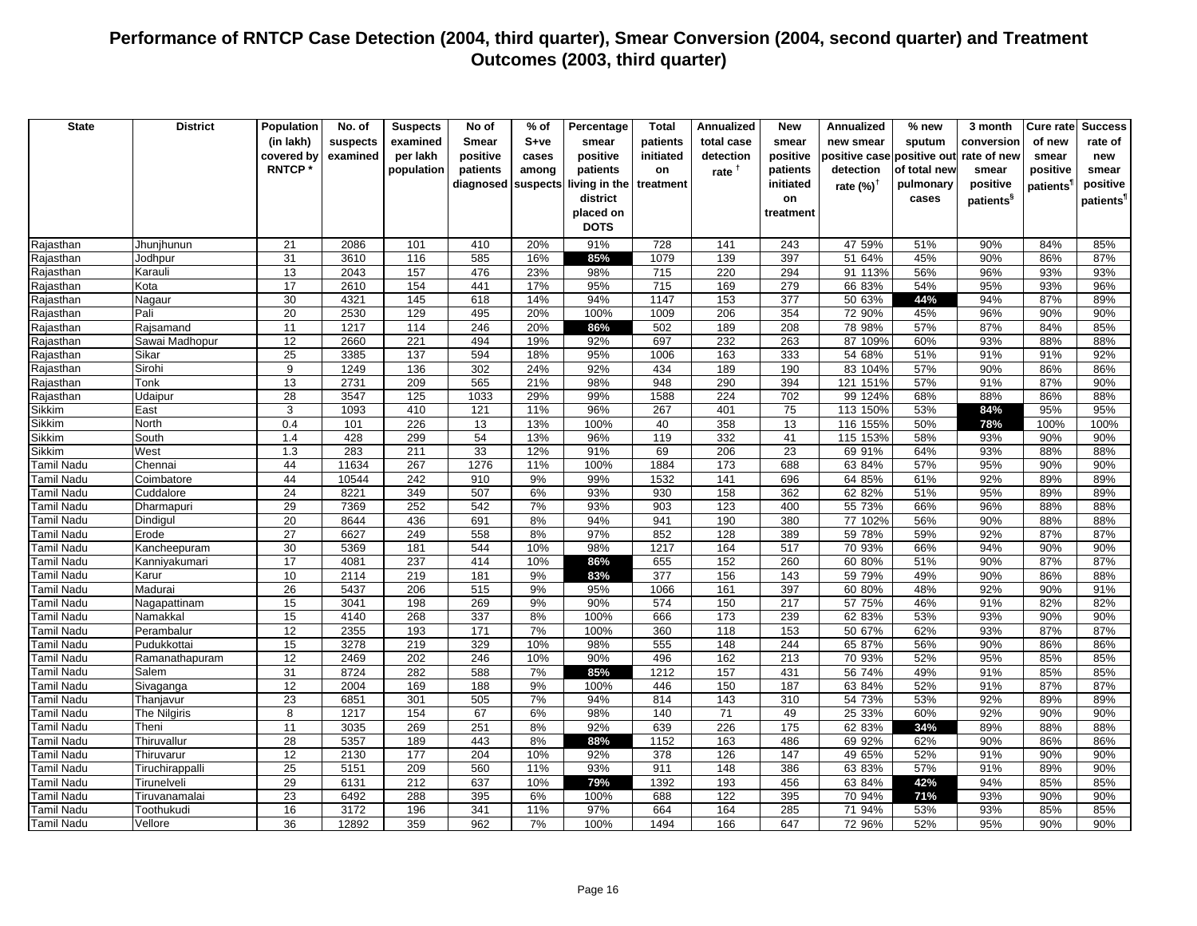# Performance of RNTCP Case Detection (2004, third quarter), Smear Conversion (2004, second quarter) and Treatment Outcomes (2003, third quarter)

| State | District | Population (in lakh) covered by RNTCP * | No. of suspects examined | Suspects examined per lakh population | No of Smear positive patients diagnosed | % of S+ve cases among suspects | Percentage smear positive patients living in the district placed on DOTS | Total patients initiated on treatment | Annualized total case detection rate † | New smear positive patients initiated on treatment | Annualized new smear positive case detection rate (%)† | % new smear positive out of total new pulmonary cases | 3 month conversion rate of new smear positive patients§ | Cure rate of new smear positive patients¶ | Success rate of new smear positive patients¶ |
|---|---|---|---|---|---|---|---|---|---|---|---|---|---|---|---|
| Rajasthan | Jhunjhunun | 21 | 2086 | 101 | 410 | 20% | 91% | 728 | 141 | 243 | 47 59% | 51% | 90% | 84% | 85% |
| Rajasthan | Jodhpur | 31 | 3610 | 116 | 585 | 16% | 85% | 1079 | 139 | 397 | 51 64% | 45% | 90% | 86% | 87% |
| Rajasthan | Karauli | 13 | 2043 | 157 | 476 | 23% | 98% | 715 | 220 | 294 | 91 113% | 56% | 96% | 93% | 93% |
| Rajasthan | Kota | 17 | 2610 | 154 | 441 | 17% | 95% | 715 | 169 | 279 | 66 83% | 54% | 95% | 93% | 96% |
| Rajasthan | Nagaur | 30 | 4321 | 145 | 618 | 14% | 94% | 1147 | 153 | 377 | 50 63% | 44% | 94% | 87% | 89% |
| Rajasthan | Pali | 20 | 2530 | 129 | 495 | 20% | 100% | 1009 | 206 | 354 | 72 90% | 45% | 96% | 90% | 90% |
| Rajasthan | Rajsamand | 11 | 1217 | 114 | 246 | 20% | 86% | 502 | 189 | 208 | 78 98% | 57% | 87% | 84% | 85% |
| Rajasthan | Sawai Madhopur | 12 | 2660 | 221 | 494 | 19% | 92% | 697 | 232 | 263 | 87 109% | 60% | 93% | 88% | 88% |
| Rajasthan | Sikar | 25 | 3385 | 137 | 594 | 18% | 95% | 1006 | 163 | 333 | 54 68% | 51% | 91% | 91% | 92% |
| Rajasthan | Sirohi | 9 | 1249 | 136 | 302 | 24% | 92% | 434 | 189 | 190 | 83 104% | 57% | 90% | 86% | 86% |
| Rajasthan | Tonk | 13 | 2731 | 209 | 565 | 21% | 98% | 948 | 290 | 394 | 121 151% | 57% | 91% | 87% | 90% |
| Rajasthan | Udaipur | 28 | 3547 | 125 | 1033 | 29% | 99% | 1588 | 224 | 702 | 99 124% | 68% | 88% | 86% | 88% |
| Sikkim | East | 3 | 1093 | 410 | 121 | 11% | 96% | 267 | 401 | 75 | 113 150% | 53% | 84% | 95% | 95% |
| Sikkim | North | 0.4 | 101 | 226 | 13 | 13% | 100% | 40 | 358 | 13 | 116 155% | 50% | 78% | 100% | 100% |
| Sikkim | South | 1.4 | 428 | 299 | 54 | 13% | 96% | 119 | 332 | 41 | 115 153% | 58% | 93% | 90% | 90% |
| Sikkim | West | 1.3 | 283 | 211 | 33 | 12% | 91% | 69 | 206 | 23 | 69 91% | 64% | 93% | 88% | 88% |
| Tamil Nadu | Chennai | 44 | 11634 | 267 | 1276 | 11% | 100% | 1884 | 173 | 688 | 63 84% | 57% | 95% | 90% | 90% |
| Tamil Nadu | Coimbatore | 44 | 10544 | 242 | 910 | 9% | 99% | 1532 | 141 | 696 | 64 85% | 61% | 92% | 89% | 89% |
| Tamil Nadu | Cuddalore | 24 | 8221 | 349 | 507 | 6% | 93% | 930 | 158 | 362 | 62 82% | 51% | 95% | 89% | 89% |
| Tamil Nadu | Dharmapuri | 29 | 7369 | 252 | 542 | 7% | 93% | 903 | 123 | 400 | 55 73% | 66% | 96% | 88% | 88% |
| Tamil Nadu | Dindigul | 20 | 8644 | 436 | 691 | 8% | 94% | 941 | 190 | 380 | 77 102% | 56% | 90% | 88% | 88% |
| Tamil Nadu | Erode | 27 | 6627 | 249 | 558 | 8% | 97% | 852 | 128 | 389 | 59 78% | 59% | 92% | 87% | 87% |
| Tamil Nadu | Kancheepuram | 30 | 5369 | 181 | 544 | 10% | 98% | 1217 | 164 | 517 | 70 93% | 66% | 94% | 90% | 90% |
| Tamil Nadu | Kanniyakumari | 17 | 4081 | 237 | 414 | 10% | 86% | 655 | 152 | 260 | 60 80% | 51% | 90% | 87% | 87% |
| Tamil Nadu | Karur | 10 | 2114 | 219 | 181 | 9% | 83% | 377 | 156 | 143 | 59 79% | 49% | 90% | 86% | 88% |
| Tamil Nadu | Madurai | 26 | 5437 | 206 | 515 | 9% | 95% | 1066 | 161 | 397 | 60 80% | 48% | 92% | 90% | 91% |
| Tamil Nadu | Nagapattinam | 15 | 3041 | 198 | 269 | 9% | 90% | 574 | 150 | 217 | 57 75% | 46% | 91% | 82% | 82% |
| Tamil Nadu | Namakkal | 15 | 4140 | 268 | 337 | 8% | 100% | 666 | 173 | 239 | 62 83% | 53% | 93% | 90% | 90% |
| Tamil Nadu | Perambalur | 12 | 2355 | 193 | 171 | 7% | 100% | 360 | 118 | 153 | 50 67% | 62% | 93% | 87% | 87% |
| Tamil Nadu | Pudukkottai | 15 | 3278 | 219 | 329 | 10% | 98% | 555 | 148 | 244 | 65 87% | 56% | 90% | 86% | 86% |
| Tamil Nadu | Ramanathapuram | 12 | 2469 | 202 | 246 | 10% | 90% | 496 | 162 | 213 | 70 93% | 52% | 95% | 85% | 85% |
| Tamil Nadu | Salem | 31 | 8724 | 282 | 588 | 7% | 85% | 1212 | 157 | 431 | 56 74% | 49% | 91% | 85% | 85% |
| Tamil Nadu | Sivaganga | 12 | 2004 | 169 | 188 | 9% | 100% | 446 | 150 | 187 | 63 84% | 52% | 91% | 87% | 87% |
| Tamil Nadu | Thanjavur | 23 | 6851 | 301 | 505 | 7% | 94% | 814 | 143 | 310 | 54 73% | 53% | 92% | 89% | 89% |
| Tamil Nadu | The Nilgiris | 8 | 1217 | 154 | 67 | 6% | 98% | 140 | 71 | 49 | 25 33% | 60% | 92% | 90% | 90% |
| Tamil Nadu | Theni | 11 | 3035 | 269 | 251 | 8% | 92% | 639 | 226 | 175 | 62 83% | 34% | 89% | 88% | 88% |
| Tamil Nadu | Thiruvallur | 28 | 5357 | 189 | 443 | 8% | 88% | 1152 | 163 | 486 | 69 92% | 62% | 90% | 86% | 86% |
| Tamil Nadu | Thiruvarur | 12 | 2130 | 177 | 204 | 10% | 92% | 378 | 126 | 147 | 49 65% | 52% | 91% | 90% | 90% |
| Tamil Nadu | Tiruchirappalli | 25 | 5151 | 209 | 560 | 11% | 93% | 911 | 148 | 386 | 63 83% | 57% | 91% | 89% | 90% |
| Tamil Nadu | Tirunelveli | 29 | 6131 | 212 | 637 | 10% | 79% | 1392 | 193 | 456 | 63 84% | 42% | 94% | 85% | 85% |
| Tamil Nadu | Tiruvanamalai | 23 | 6492 | 288 | 395 | 6% | 100% | 688 | 122 | 395 | 70 94% | 71% | 93% | 90% | 90% |
| Tamil Nadu | Toothukudi | 16 | 3172 | 196 | 341 | 11% | 97% | 664 | 164 | 285 | 71 94% | 53% | 93% | 85% | 85% |
| Tamil Nadu | Vellore | 36 | 12892 | 359 | 962 | 7% | 100% | 1494 | 166 | 647 | 72 96% | 52% | 95% | 90% | 90% |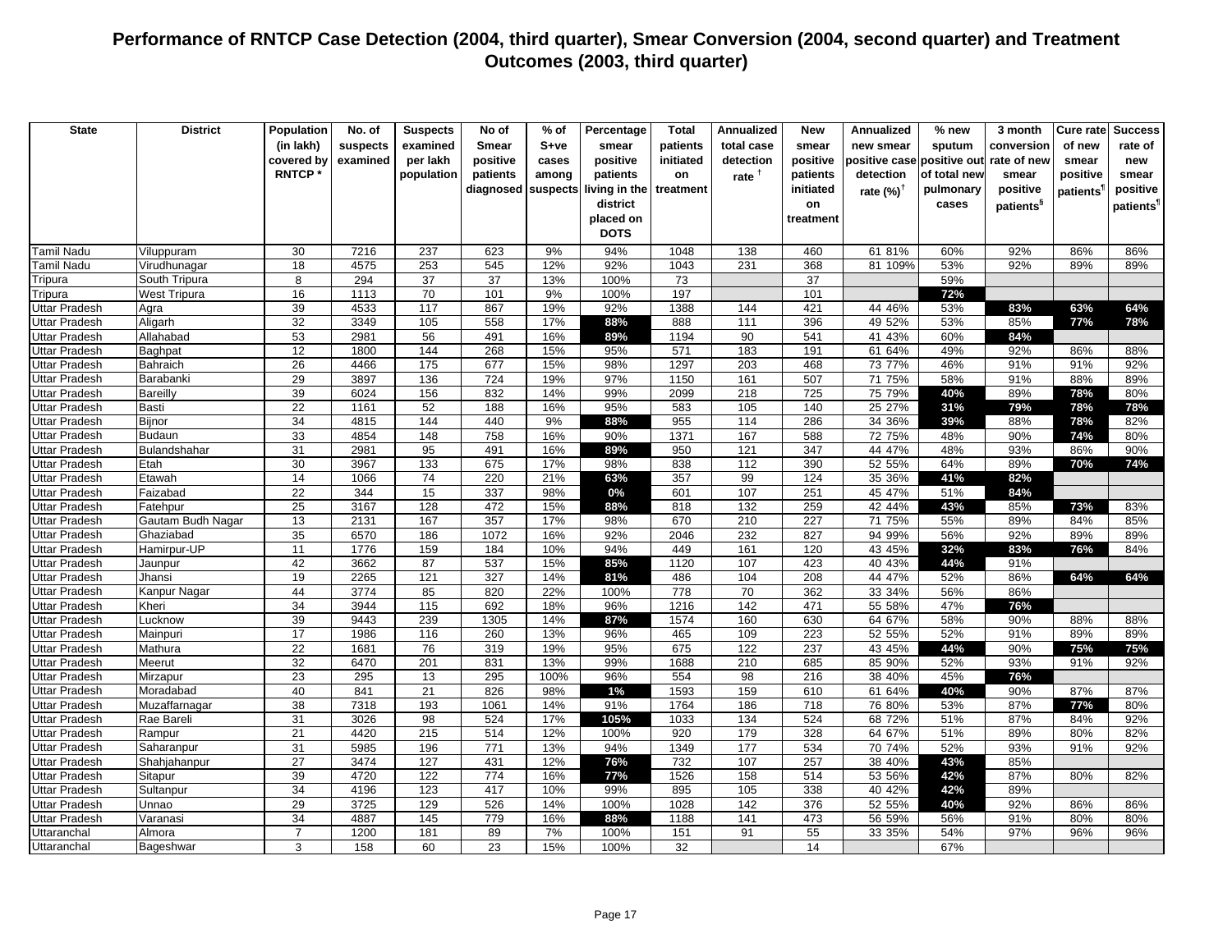# Performance of RNTCP Case Detection (2004, third quarter), Smear Conversion (2004, second quarter) and Treatment Outcomes (2003, third quarter)

| State | District | Population (in lakh) covered by RNTCP * | No. of suspects examined | Suspects examined per lakh population | No of Smear positive patients diagnosed | % of S+ve cases among suspects | Percentage smear positive patients living in the district placed on DOTS | Total patients initiated on treatment | Annualized total case detection rate † | New smear positive patients initiated on treatment | Annualized new smear positive case detection rate (%)† | % new sputum positive out of total new pulmonary cases | 3 month conversion rate of new smear positive patients§ | Cure rate of new smear positive patients¶ | Success rate of new smear positive patients¶ |
|---|---|---|---|---|---|---|---|---|---|---|---|---|---|---|---|
| Tamil Nadu | Viluppuram | 30 | 7216 | 237 | 623 | 9% | 94% | 1048 | 138 | 460 | 61 81% | 60% | 92% | 86% | 86% |
| Tamil Nadu | Virudhunagar | 18 | 4575 | 253 | 545 | 12% | 92% | 1043 | 231 | 368 | 81 109% | 53% | 92% | 89% | 89% |
| Tripura | South Tripura | 8 | 294 | 37 | 37 | 13% | 100% | 73 | | 37 | | 59% | | | |
| Tripura | West Tripura | 16 | 1113 | 70 | 101 | 9% | 100% | 197 | | 101 | | 72% | | | |
| Uttar Pradesh | Agra | 39 | 4533 | 117 | 867 | 19% | 92% | 1388 | 144 | 421 | 44 46% | 53% | 83% | 63% | 64% |
| Uttar Pradesh | Aligarh | 32 | 3349 | 105 | 558 | 17% | 88% | 888 | 111 | 396 | 49 52% | 53% | 85% | 77% | 78% |
| Uttar Pradesh | Allahabad | 53 | 2981 | 56 | 491 | 16% | 89% | 1194 | 90 | 541 | 41 43% | 60% | 84% | | |
| Uttar Pradesh | Baghpat | 12 | 1800 | 144 | 268 | 15% | 95% | 571 | 183 | 191 | 61 64% | 49% | 92% | 86% | 88% |
| Uttar Pradesh | Bahraich | 26 | 4466 | 175 | 677 | 15% | 98% | 1297 | 203 | 468 | 73 77% | 46% | 91% | 91% | 92% |
| Uttar Pradesh | Barabanki | 29 | 3897 | 136 | 724 | 19% | 97% | 1150 | 161 | 507 | 71 75% | 58% | 91% | 88% | 89% |
| Uttar Pradesh | Bareilly | 39 | 6024 | 156 | 832 | 14% | 99% | 2099 | 218 | 725 | 75 79% | 40% | 89% | 78% | 80% |
| Uttar Pradesh | Basti | 22 | 1161 | 52 | 188 | 16% | 95% | 583 | 105 | 140 | 25 27% | 31% | 79% | 78% | 78% |
| Uttar Pradesh | Bijnor | 34 | 4815 | 144 | 440 | 9% | 88% | 955 | 114 | 286 | 34 36% | 39% | 88% | 78% | 82% |
| Uttar Pradesh | Budaun | 33 | 4854 | 148 | 758 | 16% | 90% | 1371 | 167 | 588 | 72 75% | 48% | 90% | 74% | 80% |
| Uttar Pradesh | Bulandshahar | 31 | 2981 | 95 | 491 | 16% | 89% | 950 | 121 | 347 | 44 47% | 48% | 93% | 86% | 90% |
| Uttar Pradesh | Etah | 30 | 3967 | 133 | 675 | 17% | 98% | 838 | 112 | 390 | 52 55% | 64% | 89% | 70% | 74% |
| Uttar Pradesh | Etawah | 14 | 1066 | 74 | 220 | 21% | 63% | 357 | 99 | 124 | 35 36% | 41% | 82% | | |
| Uttar Pradesh | Faizabad | 22 | 344 | 15 | 337 | 98% | 0% | 601 | 107 | 251 | 45 47% | 51% | 84% | | |
| Uttar Pradesh | Fatehpur | 25 | 3167 | 128 | 472 | 15% | 88% | 818 | 132 | 259 | 42 44% | 43% | 85% | 73% | 83% |
| Uttar Pradesh | Gautam Budh Nagar | 13 | 2131 | 167 | 357 | 17% | 98% | 670 | 210 | 227 | 71 75% | 55% | 89% | 84% | 85% |
| Uttar Pradesh | Ghaziabad | 35 | 6570 | 186 | 1072 | 16% | 92% | 2046 | 232 | 827 | 94 99% | 56% | 92% | 89% | 89% |
| Uttar Pradesh | Hamirpur-UP | 11 | 1776 | 159 | 184 | 10% | 94% | 449 | 161 | 120 | 43 45% | 32% | 83% | 76% | 84% |
| Uttar Pradesh | Jaunpur | 42 | 3662 | 87 | 537 | 15% | 85% | 1120 | 107 | 423 | 40 43% | 44% | 91% | | |
| Uttar Pradesh | Jhansi | 19 | 2265 | 121 | 327 | 14% | 81% | 486 | 104 | 208 | 44 47% | 52% | 86% | 64% | 64% |
| Uttar Pradesh | Kanpur Nagar | 44 | 3774 | 85 | 820 | 22% | 100% | 778 | 70 | 362 | 33 34% | 56% | 86% | | |
| Uttar Pradesh | Kheri | 34 | 3944 | 115 | 692 | 18% | 96% | 1216 | 142 | 471 | 55 58% | 47% | 76% | | |
| Uttar Pradesh | Lucknow | 39 | 9443 | 239 | 1305 | 14% | 87% | 1574 | 160 | 630 | 64 67% | 58% | 90% | 88% | 88% |
| Uttar Pradesh | Mainpuri | 17 | 1986 | 116 | 260 | 13% | 96% | 465 | 109 | 223 | 52 55% | 52% | 91% | 89% | 89% |
| Uttar Pradesh | Mathura | 22 | 1681 | 76 | 319 | 19% | 95% | 675 | 122 | 237 | 43 45% | 44% | 90% | 75% | 75% |
| Uttar Pradesh | Meerut | 32 | 6470 | 201 | 831 | 13% | 99% | 1688 | 210 | 685 | 85 90% | 52% | 93% | 91% | 92% |
| Uttar Pradesh | Mirzapur | 23 | 295 | 13 | 295 | 100% | 96% | 554 | 98 | 216 | 38 40% | 45% | 76% | | |
| Uttar Pradesh | Moradabad | 40 | 841 | 21 | 826 | 98% | 1% | 1593 | 159 | 610 | 61 64% | 40% | 90% | 87% | 87% |
| Uttar Pradesh | Muzaffarnagar | 38 | 7318 | 193 | 1061 | 14% | 91% | 1764 | 186 | 718 | 76 80% | 53% | 87% | 77% | 80% |
| Uttar Pradesh | Rae Bareli | 31 | 3026 | 98 | 524 | 17% | 105% | 1033 | 134 | 524 | 68 72% | 51% | 87% | 84% | 92% |
| Uttar Pradesh | Rampur | 21 | 4420 | 215 | 514 | 12% | 100% | 920 | 179 | 328 | 64 67% | 51% | 89% | 80% | 82% |
| Uttar Pradesh | Saharanpur | 31 | 5985 | 196 | 771 | 13% | 94% | 1349 | 177 | 534 | 70 74% | 52% | 93% | 91% | 92% |
| Uttar Pradesh | Shahjahanpur | 27 | 3474 | 127 | 431 | 12% | 76% | 732 | 107 | 257 | 38 40% | 43% | 85% | | |
| Uttar Pradesh | Sitapur | 39 | 4720 | 122 | 774 | 16% | 77% | 1526 | 158 | 514 | 53 56% | 42% | 87% | 80% | 82% |
| Uttar Pradesh | Sultanpur | 34 | 4196 | 123 | 417 | 10% | 99% | 895 | 105 | 338 | 40 42% | 42% | 89% | | |
| Uttar Pradesh | Unnao | 29 | 3725 | 129 | 526 | 14% | 100% | 1028 | 142 | 376 | 52 55% | 40% | 92% | 86% | 86% |
| Uttar Pradesh | Varanasi | 34 | 4887 | 145 | 779 | 16% | 88% | 1188 | 141 | 473 | 56 59% | 56% | 91% | 80% | 80% |
| Uttaranchal | Almora | 7 | 1200 | 181 | 89 | 7% | 100% | 151 | 91 | 55 | 33 35% | 54% | 97% | 96% | 96% |
| Uttaranchal | Bageshwar | 3 | 158 | 60 | 23 | 15% | 100% | 32 | | 14 | | 67% | | | |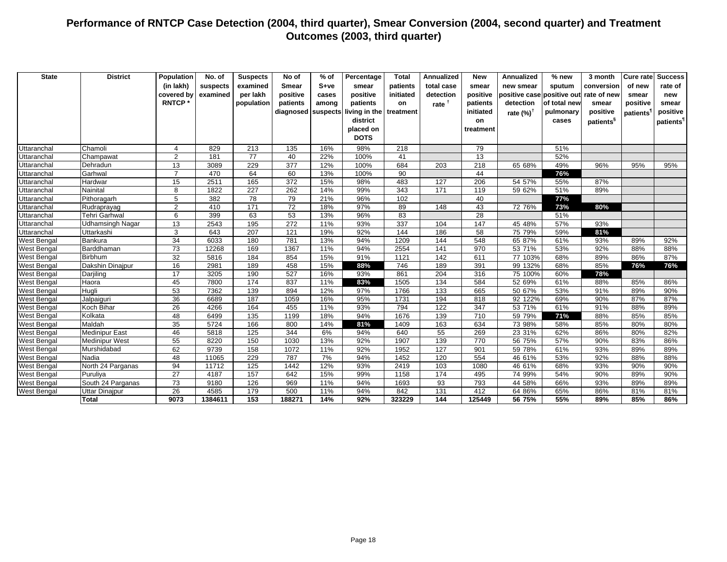# Performance of RNTCP Case Detection (2004, third quarter), Smear Conversion (2004, second quarter) and Treatment Outcomes (2003, third quarter)

| State | District | Population (in lakh) covered by RNTCP * | No. of suspects examined | Suspects examined per lakh population | No of Smear positive patients diagnosed | % of S+ve cases among suspects | Percentage smear positive patients living in the district placed on DOTS | Total patients initiated on treatment | Annualized total case detection rate † | New smear positive patients initiated on treatment | Annualized new smear positive case detection rate (%)† | % new sputum positive out of total new pulmonary cases | 3 month conversion rate of new smear positive patients§ | Cure rate of new smear positive patients¶ | Success rate of new smear positive patients¶ |
|---|---|---|---|---|---|---|---|---|---|---|---|---|---|---|---|
| Uttaranchal | Chamoli | 4 | 829 | 213 | 135 | 16% | 98% | 218 | | 79 | | 51% | | | |
| Uttaranchal | Champawat | 2 | 181 | 77 | 40 | 22% | 100% | 41 | | 13 | | 52% | | | |
| Uttaranchal | Dehradun | 13 | 3089 | 229 | 377 | 12% | 100% | 684 | 203 | 218 | 65 68% | 49% | 96% | 95% | 95% |
| Uttaranchal | Garhwal | 7 | 470 | 64 | 60 | 13% | 100% | 90 | | 44 | | 76% | | | |
| Uttaranchal | Hardwar | 15 | 2511 | 165 | 372 | 15% | 98% | 483 | 127 | 206 | 54 57% | 55% | 87% | | |
| Uttaranchal | Nainital | 8 | 1822 | 227 | 262 | 14% | 99% | 343 | 171 | 119 | 59 62% | 51% | 89% | | |
| Uttaranchal | Pithoragarh | 5 | 382 | 78 | 79 | 21% | 96% | 102 | | 40 | | 77% | | | |
| Uttaranchal | Rudraprayag | 2 | 410 | 171 | 72 | 18% | 97% | 89 | 148 | 43 | 72 76% | 73% | 80% | | |
| Uttaranchal | Tehri Garhwal | 6 | 399 | 63 | 53 | 13% | 96% | 83 | | 28 | | 51% | | | |
| Uttaranchal | Udhamsingh Nagar | 13 | 2543 | 195 | 272 | 11% | 93% | 337 | 104 | 147 | 45 48% | 57% | 93% | | |
| Uttaranchal | Uttarkashi | 3 | 643 | 207 | 121 | 19% | 92% | 144 | 186 | 58 | 75 79% | 59% | 81% | | |
| West Bengal | Bankura | 34 | 6033 | 180 | 781 | 13% | 94% | 1209 | 144 | 548 | 65 87% | 61% | 93% | 89% | 92% |
| West Bengal | Barddhaman | 73 | 12268 | 169 | 1367 | 11% | 94% | 2554 | 141 | 970 | 53 71% | 53% | 92% | 88% | 88% |
| West Bengal | Birbhum | 32 | 5816 | 184 | 854 | 15% | 91% | 1121 | 142 | 611 | 77 103% | 68% | 89% | 86% | 87% |
| West Bengal | Dakshin Dinajpur | 16 | 2981 | 189 | 458 | 15% | 88% | 746 | 189 | 391 | 99 132% | 68% | 85% | 76% | 76% |
| West Bengal | Darjiling | 17 | 3205 | 190 | 527 | 16% | 93% | 861 | 204 | 316 | 75 100% | 60% | 78% | | |
| West Bengal | Haora | 45 | 7800 | 174 | 837 | 11% | 83% | 1505 | 134 | 584 | 52 69% | 61% | 88% | 85% | 86% |
| West Bengal | Hugli | 53 | 7362 | 139 | 894 | 12% | 97% | 1766 | 133 | 665 | 50 67% | 53% | 91% | 89% | 90% |
| West Bengal | Jalpaiguri | 36 | 6689 | 187 | 1059 | 16% | 95% | 1731 | 194 | 818 | 92 122% | 69% | 90% | 87% | 87% |
| West Bengal | Koch Bihar | 26 | 4266 | 164 | 455 | 11% | 93% | 794 | 122 | 347 | 53 71% | 61% | 91% | 88% | 89% |
| West Bengal | Kolkata | 48 | 6499 | 135 | 1199 | 18% | 94% | 1676 | 139 | 710 | 59 79% | 71% | 88% | 85% | 85% |
| West Bengal | Maldah | 35 | 5724 | 166 | 800 | 14% | 81% | 1409 | 163 | 634 | 73 98% | 58% | 85% | 80% | 80% |
| West Bengal | Medinipur East | 46 | 5818 | 125 | 344 | 6% | 94% | 640 | 55 | 269 | 23 31% | 62% | 86% | 80% | 82% |
| West Bengal | Medinipur West | 55 | 8220 | 150 | 1030 | 13% | 92% | 1907 | 139 | 770 | 56 75% | 57% | 90% | 83% | 86% |
| West Bengal | Murshidabad | 62 | 9739 | 158 | 1072 | 11% | 92% | 1952 | 127 | 901 | 59 78% | 61% | 93% | 89% | 89% |
| West Bengal | Nadia | 48 | 11065 | 229 | 787 | 7% | 94% | 1452 | 120 | 554 | 46 61% | 53% | 92% | 88% | 88% |
| West Bengal | North 24 Parganas | 94 | 11712 | 125 | 1442 | 12% | 93% | 2419 | 103 | 1080 | 46 61% | 68% | 93% | 90% | 90% |
| West Bengal | Puruliya | 27 | 4187 | 157 | 642 | 15% | 99% | 1158 | 174 | 495 | 74 99% | 54% | 90% | 89% | 90% |
| West Bengal | South 24 Parganas | 73 | 9180 | 126 | 969 | 11% | 94% | 1693 | 93 | 793 | 44 58% | 66% | 93% | 89% | 89% |
| West Bengal | Uttar Dinajpur | 26 | 4585 | 179 | 500 | 11% | 94% | 842 | 131 | 412 | 64 86% | 65% | 86% | 81% | 81% |
| | **Total** | **9073** | **1384611** | **153** | **188271** | **14%** | **92%** | **323229** | **144** | **125449** | **56 75%** | **55%** | **89%** | **85%** | **86%** |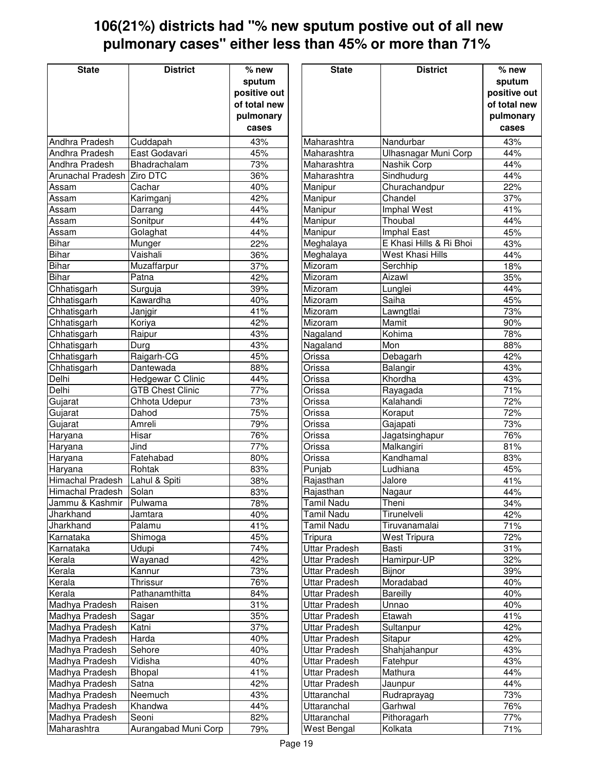# 106(21%) districts had "% new sputum postive out of all new pulmonary cases" either less than 45% or more than 71%

| State | District | % new sputum positive out of total new pulmonary cases |
|---|---|---|
| Andhra Pradesh | Cuddapah | 43% |
| Andhra Pradesh | East Godavari | 45% |
| Andhra Pradesh | Bhadrachalam | 73% |
| Arunachal Pradesh | Ziro DTC | 36% |
| Assam | Cachar | 40% |
| Assam | Karimganj | 42% |
| Assam | Darrang | 44% |
| Assam | Sonitpur | 44% |
| Assam | Golaghat | 44% |
| Bihar | Munger | 22% |
| Bihar | Vaishali | 36% |
| Bihar | Muzaffarpur | 37% |
| Bihar | Patna | 42% |
| Chhatisgarh | Surguja | 39% |
| Chhatisgarh | Kawardha | 40% |
| Chhatisgarh | Janjgir | 41% |
| Chhatisgarh | Koriya | 42% |
| Chhatisgarh | Raipur | 43% |
| Chhatisgarh | Durg | 43% |
| Chhatisgarh | Raigarh-CG | 45% |
| Chhatisgarh | Dantewada | 88% |
| Delhi | Hedgewar C Clinic | 44% |
| Delhi | GTB Chest Clinic | 77% |
| Gujarat | Chhota Udepur | 73% |
| Gujarat | Dahod | 75% |
| Gujarat | Amreli | 79% |
| Haryana | Hisar | 76% |
| Haryana | Jind | 77% |
| Haryana | Fatehabad | 80% |
| Haryana | Rohtak | 83% |
| Himachal Pradesh | Lahul & Spiti | 38% |
| Himachal Pradesh | Solan | 83% |
| Jammu & Kashmir | Pulwama | 78% |
| Jharkhand | Jamtara | 40% |
| Jharkhand | Palamu | 41% |
| Karnataka | Shimoga | 45% |
| Karnataka | Udupi | 74% |
| Kerala | Wayanad | 42% |
| Kerala | Kannur | 73% |
| Kerala | Thrissur | 76% |
| Kerala | Pathanamthitta | 84% |
| Madhya Pradesh | Raisen | 31% |
| Madhya Pradesh | Sagar | 35% |
| Madhya Pradesh | Katni | 37% |
| Madhya Pradesh | Harda | 40% |
| Madhya Pradesh | Sehore | 40% |
| Madhya Pradesh | Vidisha | 40% |
| Madhya Pradesh | Bhopal | 41% |
| Madhya Pradesh | Satna | 42% |
| Madhya Pradesh | Neemuch | 43% |
| Madhya Pradesh | Khandwa | 44% |
| Madhya Pradesh | Seoni | 82% |
| Maharashtra | Aurangabad Muni Corp | 79% |
| Maharashtra | Nandurbar | 43% |
| Maharashtra | Ulhasnagar Muni Corp | 44% |
| Maharashtra | Nashik Corp | 44% |
| Maharashtra | Sindhudurg | 44% |
| Manipur | Churachandpur | 22% |
| Manipur | Chandel | 37% |
| Manipur | Imphal West | 41% |
| Manipur | Thoubal | 44% |
| Manipur | Imphal East | 45% |
| Meghalaya | E Khasi Hills & Ri Bhoi | 43% |
| Meghalaya | West Khasi Hills | 44% |
| Mizoram | Serchhip | 18% |
| Mizoram | Aizawl | 35% |
| Mizoram | Lunglei | 44% |
| Mizoram | Saiha | 45% |
| Mizoram | Lawngtlai | 73% |
| Mizoram | Mamit | 90% |
| Nagaland | Kohima | 78% |
| Nagaland | Mon | 88% |
| Orissa | Debagarh | 42% |
| Orissa | Balangir | 43% |
| Orissa | Khordha | 43% |
| Orissa | Rayagada | 71% |
| Orissa | Kalahandi | 72% |
| Orissa | Koraput | 72% |
| Orissa | Gajapati | 73% |
| Orissa | Jagatsinghapur | 76% |
| Orissa | Malkangiri | 81% |
| Orissa | Kandhamal | 83% |
| Punjab | Ludhiana | 45% |
| Rajasthan | Jalore | 41% |
| Rajasthan | Nagaur | 44% |
| Tamil Nadu | Theni | 34% |
| Tamil Nadu | Tirunelveli | 42% |
| Tamil Nadu | Tiruvanamalai | 71% |
| Tripura | West Tripura | 72% |
| Uttar Pradesh | Basti | 31% |
| Uttar Pradesh | Hamirpur-UP | 32% |
| Uttar Pradesh | Bijnor | 39% |
| Uttar Pradesh | Moradabad | 40% |
| Uttar Pradesh | Bareilly | 40% |
| Uttar Pradesh | Unnao | 40% |
| Uttar Pradesh | Etawah | 41% |
| Uttar Pradesh | Sultanpur | 42% |
| Uttar Pradesh | Sitapur | 42% |
| Uttar Pradesh | Shahjahanpur | 43% |
| Uttar Pradesh | Fatehpur | 43% |
| Uttar Pradesh | Mathura | 44% |
| Uttar Pradesh | Jaunpur | 44% |
| Uttaranchal | Rudraprayag | 73% |
| Uttaranchal | Garhwal | 76% |
| Uttaranchal | Pithoragarh | 77% |
| West Bengal | Kolkata | 71% |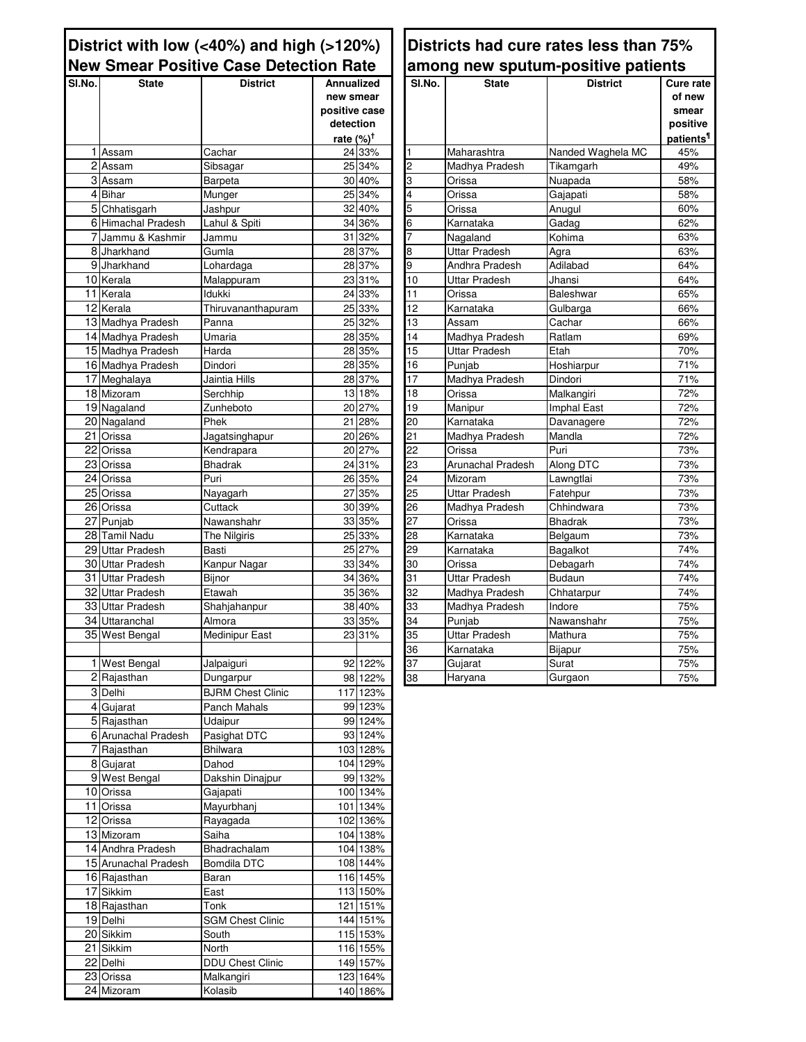## District with low (<40%) and high (>120%) New Smear Positive Case Detection Rate

| Sl.No. | State | District | Annualized new smear positive case detection rate (%)[†] | |
|---|---|---|---|---|
| 1 | Assam | Cachar | 24 | 33% |
| 2 | Assam | Sibsagar | 25 | 34% |
| 3 | Assam | Barpeta | 30 | 40% |
| 4 | Bihar | Munger | 25 | 34% |
| 5 | Chhatisgarh | Jashpur | 32 | 40% |
| 6 | Himachal Pradesh | Lahul & Spiti | 34 | 36% |
| 7 | Jammu & Kashmir | Jammu | 31 | 32% |
| 8 | Jharkhand | Gumla | 28 | 37% |
| 9 | Jharkhand | Lohardaga | 28 | 37% |
| 10 | Kerala | Malappuram | 23 | 31% |
| 11 | Kerala | Idukki | 24 | 33% |
| 12 | Kerala | Thiruvananthapuram | 25 | 33% |
| 13 | Madhya Pradesh | Panna | 25 | 32% |
| 14 | Madhya Pradesh | Umaria | 28 | 35% |
| 15 | Madhya Pradesh | Harda | 28 | 35% |
| 16 | Madhya Pradesh | Dindori | 28 | 35% |
| 17 | Meghalaya | Jaintia Hills | 28 | 37% |
| 18 | Mizoram | Serchhip | 13 | 18% |
| 19 | Nagaland | Zunheboto | 20 | 27% |
| 20 | Nagaland | Phek | 21 | 28% |
| 21 | Orissa | Jagatsinghapur | 20 | 26% |
| 22 | Orissa | Kendrapara | 20 | 27% |
| 23 | Orissa | Bhadrak | 24 | 31% |
| 24 | Orissa | Puri | 26 | 35% |
| 25 | Orissa | Nayagarh | 27 | 35% |
| 26 | Orissa | Cuttack | 30 | 39% |
| 27 | Punjab | Nawanshahr | 33 | 35% |
| 28 | Tamil Nadu | The Nilgiris | 25 | 33% |
| 29 | Uttar Pradesh | Basti | 25 | 27% |
| 30 | Uttar Pradesh | Kanpur Nagar | 33 | 34% |
| 31 | Uttar Pradesh | Bijnor | 34 | 36% |
| 32 | Uttar Pradesh | Etawah | 35 | 36% |
| 33 | Uttar Pradesh | Shahjahanpur | 38 | 40% |
| 34 | Uttaranchal | Almora | 33 | 35% |
| 35 | West Bengal | Medinipur East | 23 | 31% |
| | | | | |
| 1 | West Bengal | Jalpaiguri | 92 | 122% |
| 2 | Rajasthan | Dungarpur | 98 | 122% |
| 3 | Delhi | BJRM Chest Clinic | 117 | 123% |
| 4 | Gujarat | Panch Mahals | 99 | 123% |
| 5 | Rajasthan | Udaipur | 99 | 124% |
| 6 | Arunachal Pradesh | Pasighat DTC | 93 | 124% |
| 7 | Rajasthan | Bhilwara | 103 | 128% |
| 8 | Gujarat | Dahod | 104 | 129% |
| 9 | West Bengal | Dakshin Dinajpur | 99 | 132% |
| 10 | Orissa | Gajapati | 100 | 134% |
| 11 | Orissa | Mayurbhanj | 101 | 134% |
| 12 | Orissa | Rayagada | 102 | 136% |
| 13 | Mizoram | Saiha | 104 | 138% |
| 14 | Andhra Pradesh | Bhadrachalam | 104 | 138% |
| 15 | Arunachal Pradesh | Bomdila DTC | 108 | 144% |
| 16 | Rajasthan | Baran | 116 | 145% |
| 17 | Sikkim | East | 113 | 150% |
| 18 | Rajasthan | Tonk | 121 | 151% |
| 19 | Delhi | SGM Chest Clinic | 144 | 151% |
| 20 | Sikkim | South | 115 | 153% |
| 21 | Sikkim | North | 116 | 155% |
| 22 | Delhi | DDU Chest Clinic | 149 | 157% |
| 23 | Orissa | Malkangiri | 123 | 164% |
| 24 | Mizoram | Kolasib | 140 | 186% |

## Districts had cure rates less than 75% among new sputum-positive patients

| Sl.No. | State | District | Cure rate of new smear positive patients[¶] |
|---|---|---|---|
| 1 | Maharashtra | Nanded Waghela MC | 45% |
| 2 | Madhya Pradesh | Tikamgarh | 49% |
| 3 | Orissa | Nuapada | 58% |
| 4 | Orissa | Gajapati | 58% |
| 5 | Orissa | Anugul | 60% |
| 6 | Karnataka | Gadag | 62% |
| 7 | Nagaland | Kohima | 63% |
| 8 | Uttar Pradesh | Agra | 63% |
| 9 | Andhra Pradesh | Adilabad | 64% |
| 10 | Uttar Pradesh | Jhansi | 64% |
| 11 | Orissa | Baleshwar | 65% |
| 12 | Karnataka | Gulbarga | 66% |
| 13 | Assam | Cachar | 66% |
| 14 | Madhya Pradesh | Ratlam | 69% |
| 15 | Uttar Pradesh | Etah | 70% |
| 16 | Punjab | Hoshiarpur | 71% |
| 17 | Madhya Pradesh | Dindori | 71% |
| 18 | Orissa | Malkangiri | 72% |
| 19 | Manipur | Imphal East | 72% |
| 20 | Karnataka | Davanagere | 72% |
| 21 | Madhya Pradesh | Mandla | 72% |
| 22 | Orissa | Puri | 73% |
| 23 | Arunachal Pradesh | Along DTC | 73% |
| 24 | Mizoram | Lawngtlai | 73% |
| 25 | Uttar Pradesh | Fatehpur | 73% |
| 26 | Madhya Pradesh | Chhindwara | 73% |
| 27 | Orissa | Bhadrak | 73% |
| 28 | Karnataka | Belgaum | 73% |
| 29 | Karnataka | Bagalkot | 74% |
| 30 | Orissa | Debagarh | 74% |
| 31 | Uttar Pradesh | Budaun | 74% |
| 32 | Madhya Pradesh | Chhatarpur | 74% |
| 33 | Madhya Pradesh | Indore | 75% |
| 34 | Punjab | Nawanshahr | 75% |
| 35 | Uttar Pradesh | Mathura | 75% |
| 36 | Karnataka | Bijapur | 75% |
| 37 | Gujarat | Surat | 75% |
| 38 | Haryana | Gurgaon | 75% |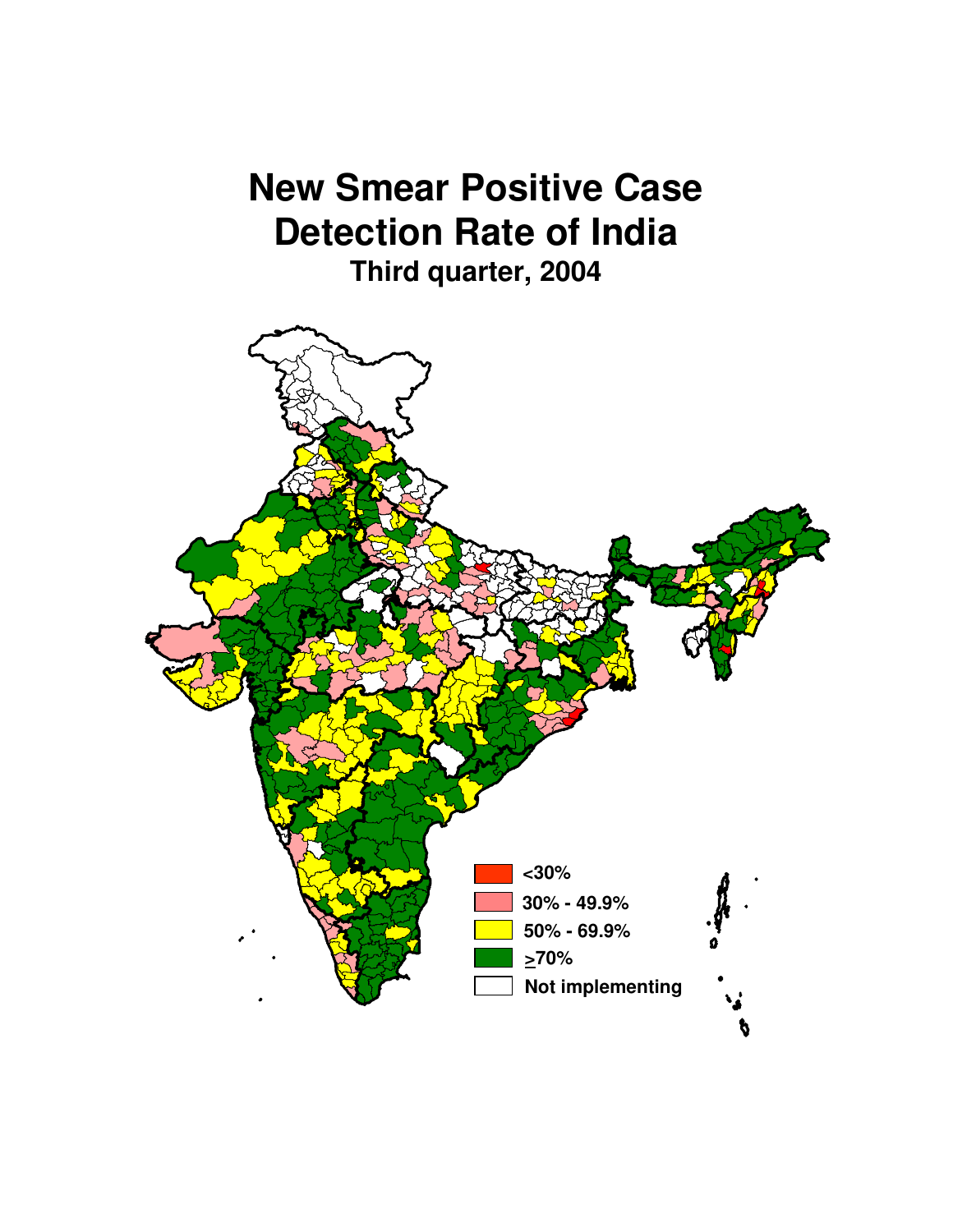# New Smear Positive Case Detection Rate of India

### Third quarter, 2004

- <30%
- 30% - 49.9%
- 50% - 69.9%
- ≥70%
- Not implementing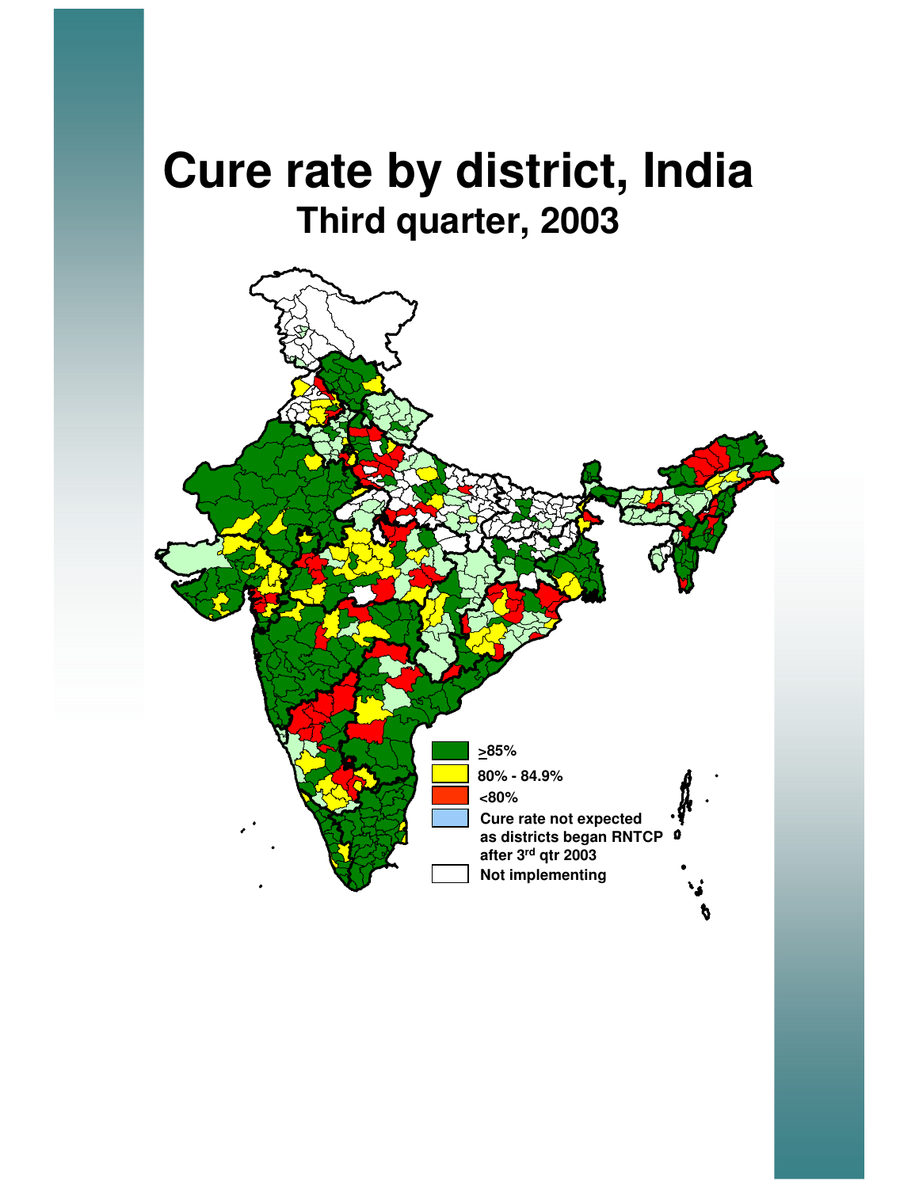# Cure rate by district, India

## Third quarter, 2003

≥85%

80% - 84.9%

<80%

Cure rate not expected as districts began RNTCP after 3rd qtr 2003

Not implementing